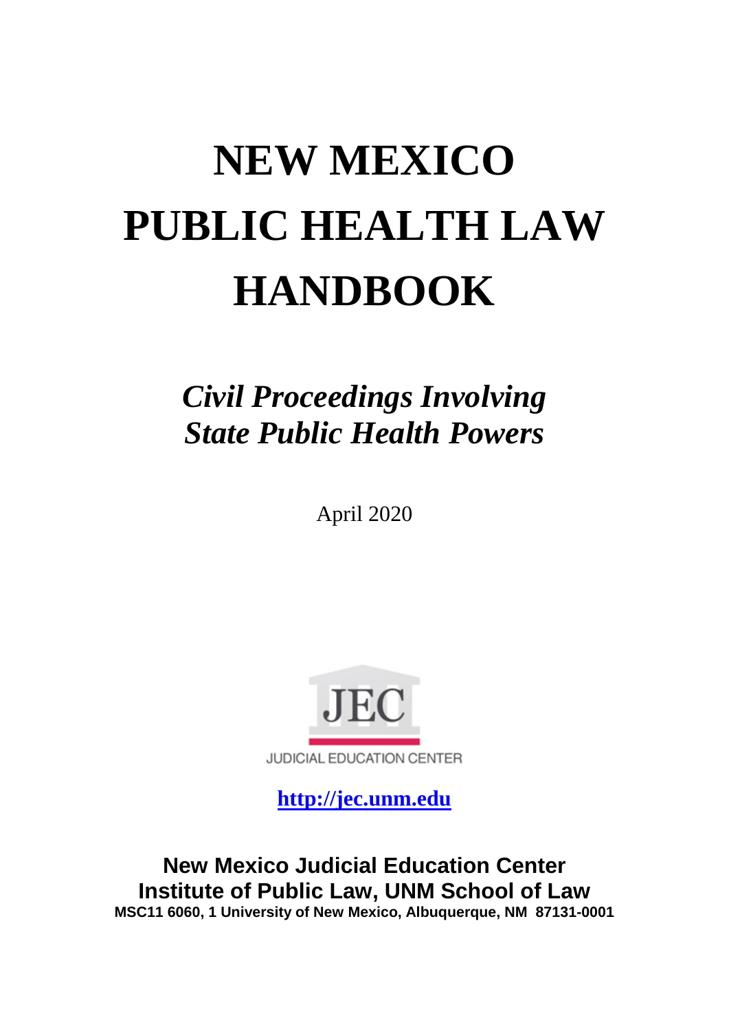# NEW MEXICO PUBLIC HEALTH LAW HANDBOOK

## *Civil Proceedings Involving State Public Health Powers*

April 2020

JEC

JUDICIAL EDUCATION CENTER

**http://jec.unm.edu**

**New Mexico Judicial Education Center**
**Institute of Public Law, UNM School of Law**
**MSC11 6060, 1 University of New Mexico, Albuquerque, NM 87131-0001**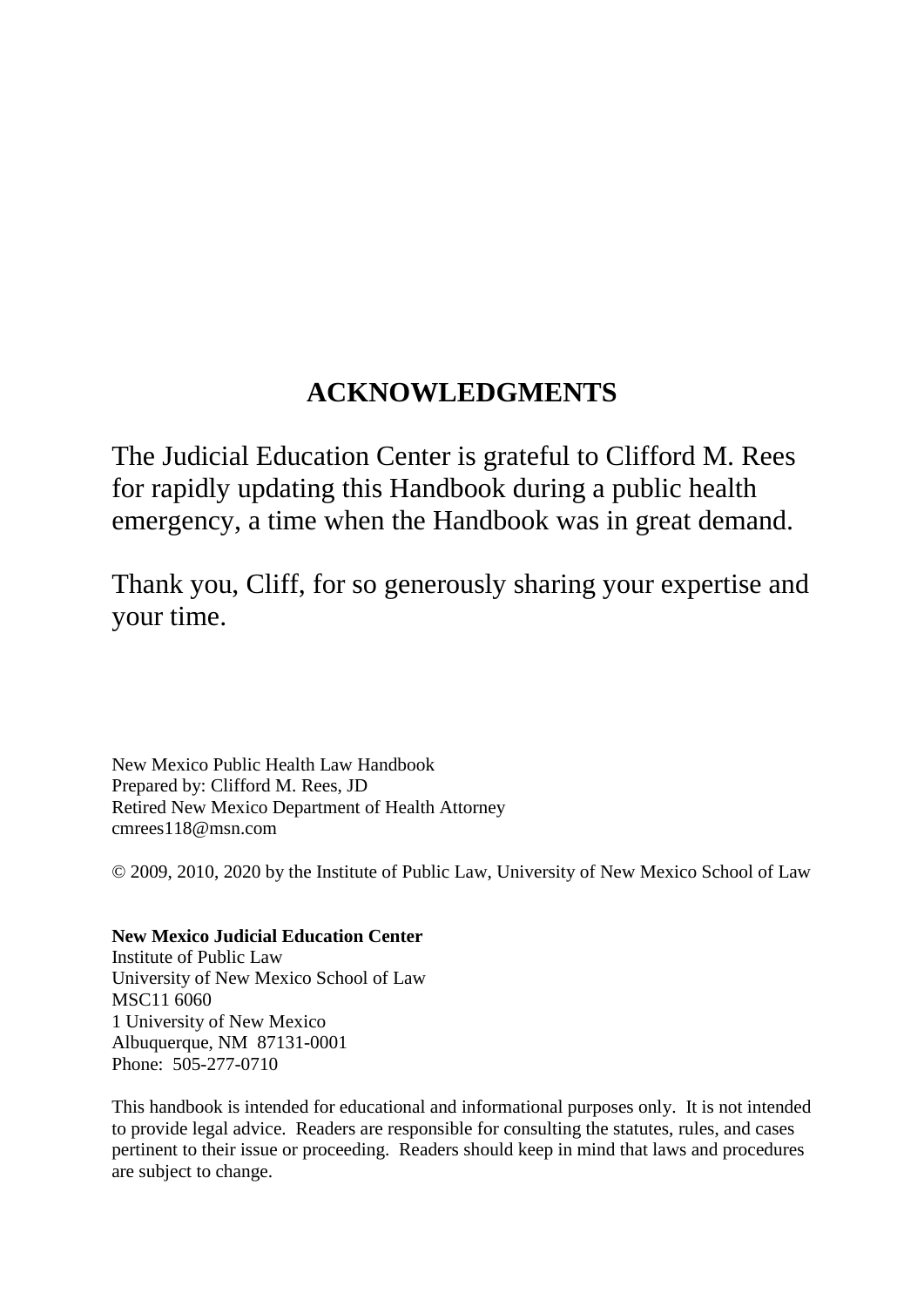# ACKNOWLEDGMENTS

The Judicial Education Center is grateful to Clifford M. Rees for rapidly updating this Handbook during a public health emergency, a time when the Handbook was in great demand.

Thank you, Cliff, for so generously sharing your expertise and your time.

New Mexico Public Health Law Handbook
Prepared by: Clifford M. Rees, JD
Retired New Mexico Department of Health Attorney
cmrees118@msn.com

© 2009, 2010, 2020 by the Institute of Public Law, University of New Mexico School of Law

**New Mexico Judicial Education Center**
Institute of Public Law
University of New Mexico School of Law
MSC11 6060
1 University of New Mexico
Albuquerque, NM 87131-0001
Phone: 505-277-0710

This handbook is intended for educational and informational purposes only. It is not intended to provide legal advice. Readers are responsible for consulting the statutes, rules, and cases pertinent to their issue or proceeding. Readers should keep in mind that laws and procedures are subject to change.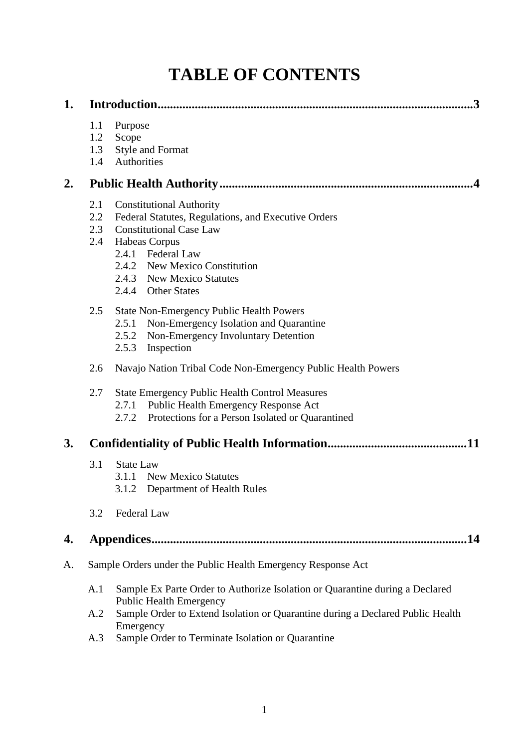# TABLE OF CONTENTS

**1. Introduction...3**

- 1.1 Purpose
- 1.2 Scope
- 1.3 Style and Format
- 1.4 Authorities

**2. Public Health Authority...4**

- 2.1 Constitutional Authority
- 2.2 Federal Statutes, Regulations, and Executive Orders
- 2.3 Constitutional Case Law
- 2.4 Habeas Corpus
  - 2.4.1 Federal Law
  - 2.4.2 New Mexico Constitution
  - 2.4.3 New Mexico Statutes
  - 2.4.4 Other States
- 2.5 State Non-Emergency Public Health Powers
  - 2.5.1 Non-Emergency Isolation and Quarantine
  - 2.5.2 Non-Emergency Involuntary Detention
  - 2.5.3 Inspection
- 2.6 Navajo Nation Tribal Code Non-Emergency Public Health Powers
- 2.7 State Emergency Public Health Control Measures
  - 2.7.1 Public Health Emergency Response Act
  - 2.7.2 Protections for a Person Isolated or Quarantined

**3. Confidentiality of Public Health Information...11**

- 3.1 State Law
  - 3.1.1 New Mexico Statutes
  - 3.1.2 Department of Health Rules
- 3.2 Federal Law

**4. Appendices...14**

A. Sample Orders under the Public Health Emergency Response Act

- A.1 Sample Ex Parte Order to Authorize Isolation or Quarantine during a Declared Public Health Emergency
- A.2 Sample Order to Extend Isolation or Quarantine during a Declared Public Health Emergency
- A.3 Sample Order to Terminate Isolation or Quarantine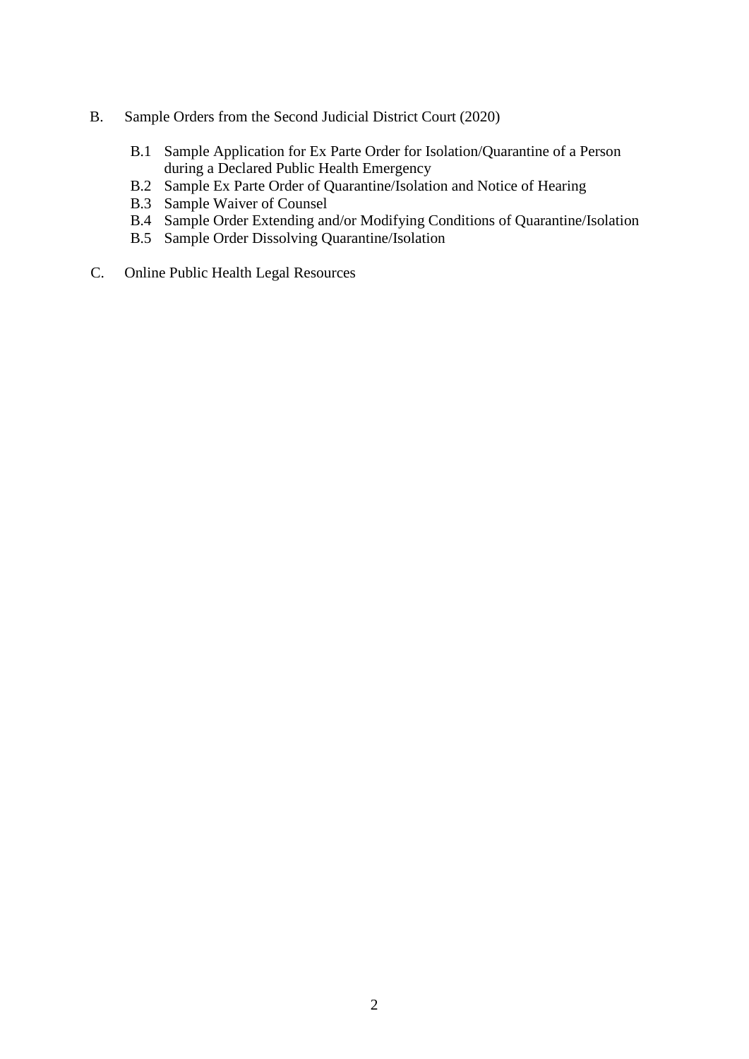B. Sample Orders from the Second Judicial District Court (2020)

- B.1 Sample Application for Ex Parte Order for Isolation/Quarantine of a Person during a Declared Public Health Emergency
- B.2 Sample Ex Parte Order of Quarantine/Isolation and Notice of Hearing
- B.3 Sample Waiver of Counsel
- B.4 Sample Order Extending and/or Modifying Conditions of Quarantine/Isolation
- B.5 Sample Order Dissolving Quarantine/Isolation

C. Online Public Health Legal Resources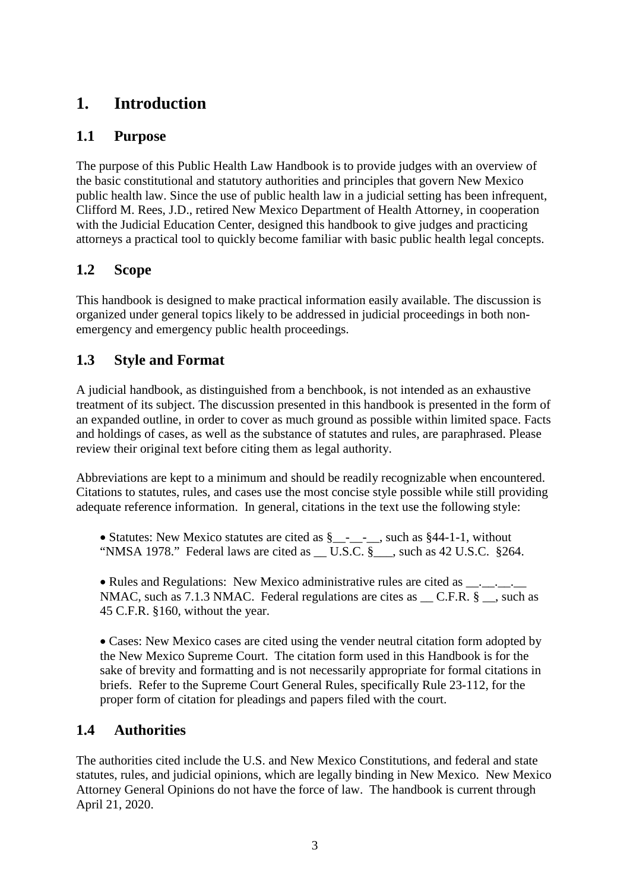# 1. Introduction

## 1.1 Purpose

The purpose of this Public Health Law Handbook is to provide judges with an overview of the basic constitutional and statutory authorities and principles that govern New Mexico public health law. Since the use of public health law in a judicial setting has been infrequent, Clifford M. Rees, J.D., retired New Mexico Department of Health Attorney, in cooperation with the Judicial Education Center, designed this handbook to give judges and practicing attorneys a practical tool to quickly become familiar with basic public health legal concepts.

## 1.2 Scope

This handbook is designed to make practical information easily available. The discussion is organized under general topics likely to be addressed in judicial proceedings in both non-emergency and emergency public health proceedings.

## 1.3 Style and Format

A judicial handbook, as distinguished from a benchbook, is not intended as an exhaustive treatment of its subject. The discussion presented in this handbook is presented in the form of an expanded outline, in order to cover as much ground as possible within limited space. Facts and holdings of cases, as well as the substance of statutes and rules, are paraphrased. Please review their original text before citing them as legal authority.

Abbreviations are kept to a minimum and should be readily recognizable when encountered. Citations to statutes, rules, and cases use the most concise style possible while still providing adequate reference information. In general, citations in the text use the following style:

- Statutes: New Mexico statutes are cited as §__-__-__, such as §44-1-1, without "NMSA 1978." Federal laws are cited as __ U.S.C. §___, such as 42 U.S.C. §264.

- Rules and Regulations: New Mexico administrative rules are cited as __.__.__.__ NMAC, such as 7.1.3 NMAC. Federal regulations are cites as __ C.F.R. § __, such as 45 C.F.R. §160, without the year.

- Cases: New Mexico cases are cited using the vender neutral citation form adopted by the New Mexico Supreme Court. The citation form used in this Handbook is for the sake of brevity and formatting and is not necessarily appropriate for formal citations in briefs. Refer to the Supreme Court General Rules, specifically Rule 23-112, for the proper form of citation for pleadings and papers filed with the court.

## 1.4 Authorities

The authorities cited include the U.S. and New Mexico Constitutions, and federal and state statutes, rules, and judicial opinions, which are legally binding in New Mexico. New Mexico Attorney General Opinions do not have the force of law. The handbook is current through April 21, 2020.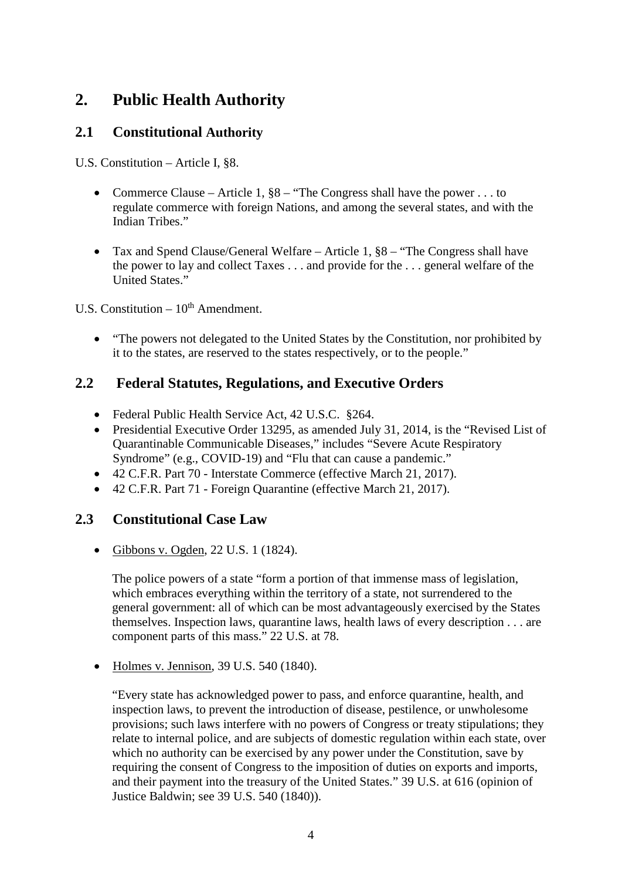# 2. Public Health Authority

## 2.1 Constitutional Authority

U.S. Constitution – Article I, §8.

- Commerce Clause – Article 1, §8 – "The Congress shall have the power . . . to regulate commerce with foreign Nations, and among the several states, and with the Indian Tribes."

- Tax and Spend Clause/General Welfare – Article 1, §8 – "The Congress shall have the power to lay and collect Taxes . . . and provide for the . . . general welfare of the United States."

U.S. Constitution – 10th Amendment.

- "The powers not delegated to the United States by the Constitution, nor prohibited by it to the states, are reserved to the states respectively, or to the people."

## 2.2 Federal Statutes, Regulations, and Executive Orders

- Federal Public Health Service Act, 42 U.S.C. §264.
- Presidential Executive Order 13295, as amended July 31, 2014, is the "Revised List of Quarantinable Communicable Diseases," includes "Severe Acute Respiratory Syndrome" (e.g., COVID-19) and "Flu that can cause a pandemic."
- 42 C.F.R. Part 70 - Interstate Commerce (effective March 21, 2017).
- 42 C.F.R. Part 71 - Foreign Quarantine (effective March 21, 2017).

## 2.3 Constitutional Case Law

- Gibbons v. Ogden, 22 U.S. 1 (1824).

  The police powers of a state "form a portion of that immense mass of legislation, which embraces everything within the territory of a state, not surrendered to the general government: all of which can be most advantageously exercised by the States themselves. Inspection laws, quarantine laws, health laws of every description . . . are component parts of this mass." 22 U.S. at 78.

- Holmes v. Jennison, 39 U.S. 540 (1840).

  "Every state has acknowledged power to pass, and enforce quarantine, health, and inspection laws, to prevent the introduction of disease, pestilence, or unwholesome provisions; such laws interfere with no powers of Congress or treaty stipulations; they relate to internal police, and are subjects of domestic regulation within each state, over which no authority can be exercised by any power under the Constitution, save by requiring the consent of Congress to the imposition of duties on exports and imports, and their payment into the treasury of the United States." 39 U.S. at 616 (opinion of Justice Baldwin; see 39 U.S. 540 (1840)).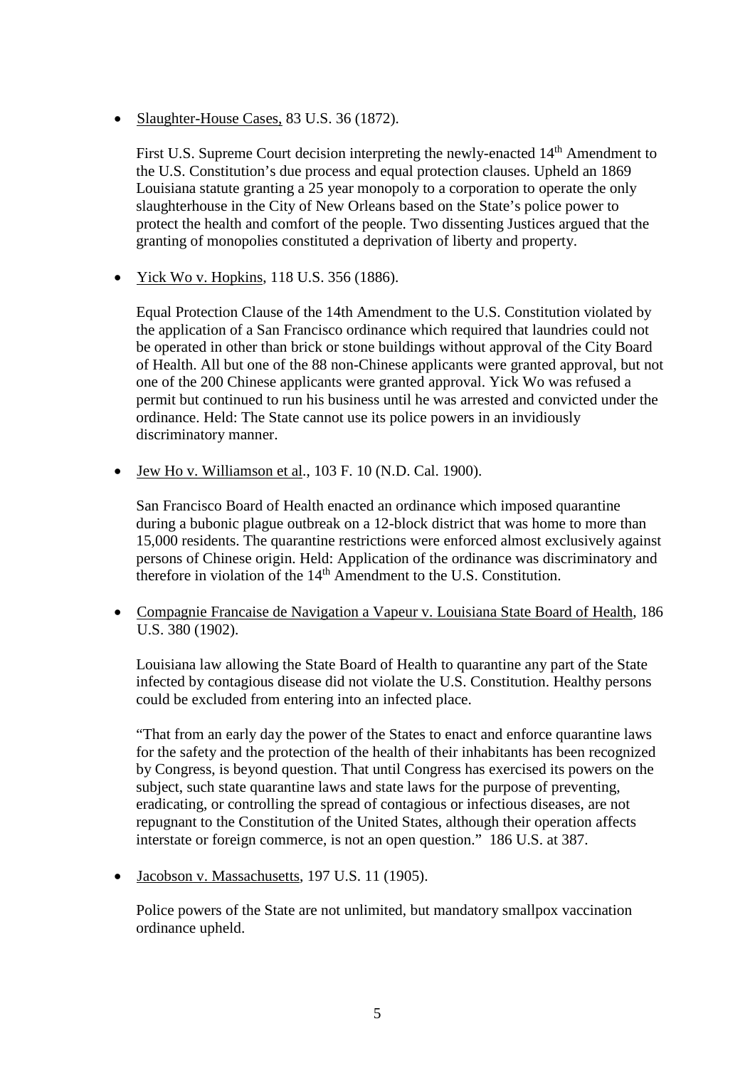- Slaughter-House Cases, 83 U.S. 36 (1872).

  First U.S. Supreme Court decision interpreting the newly-enacted 14th Amendment to the U.S. Constitution's due process and equal protection clauses. Upheld an 1869 Louisiana statute granting a 25 year monopoly to a corporation to operate the only slaughterhouse in the City of New Orleans based on the State's police power to protect the health and comfort of the people. Two dissenting Justices argued that the granting of monopolies constituted a deprivation of liberty and property.

- Yick Wo v. Hopkins, 118 U.S. 356 (1886).

  Equal Protection Clause of the 14th Amendment to the U.S. Constitution violated by the application of a San Francisco ordinance which required that laundries could not be operated in other than brick or stone buildings without approval of the City Board of Health. All but one of the 88 non-Chinese applicants were granted approval, but not one of the 200 Chinese applicants were granted approval. Yick Wo was refused a permit but continued to run his business until he was arrested and convicted under the ordinance. Held: The State cannot use its police powers in an invidiously discriminatory manner.

- Jew Ho v. Williamson et al., 103 F. 10 (N.D. Cal. 1900).

  San Francisco Board of Health enacted an ordinance which imposed quarantine during a bubonic plague outbreak on a 12-block district that was home to more than 15,000 residents. The quarantine restrictions were enforced almost exclusively against persons of Chinese origin. Held: Application of the ordinance was discriminatory and therefore in violation of the 14th Amendment to the U.S. Constitution.

- Compagnie Francaise de Navigation a Vapeur v. Louisiana State Board of Health, 186 U.S. 380 (1902).

  Louisiana law allowing the State Board of Health to quarantine any part of the State infected by contagious disease did not violate the U.S. Constitution. Healthy persons could be excluded from entering into an infected place.

  "That from an early day the power of the States to enact and enforce quarantine laws for the safety and the protection of the health of their inhabitants has been recognized by Congress, is beyond question. That until Congress has exercised its powers on the subject, such state quarantine laws and state laws for the purpose of preventing, eradicating, or controlling the spread of contagious or infectious diseases, are not repugnant to the Constitution of the United States, although their operation affects interstate or foreign commerce, is not an open question." 186 U.S. at 387.

- Jacobson v. Massachusetts, 197 U.S. 11 (1905).

  Police powers of the State are not unlimited, but mandatory smallpox vaccination ordinance upheld.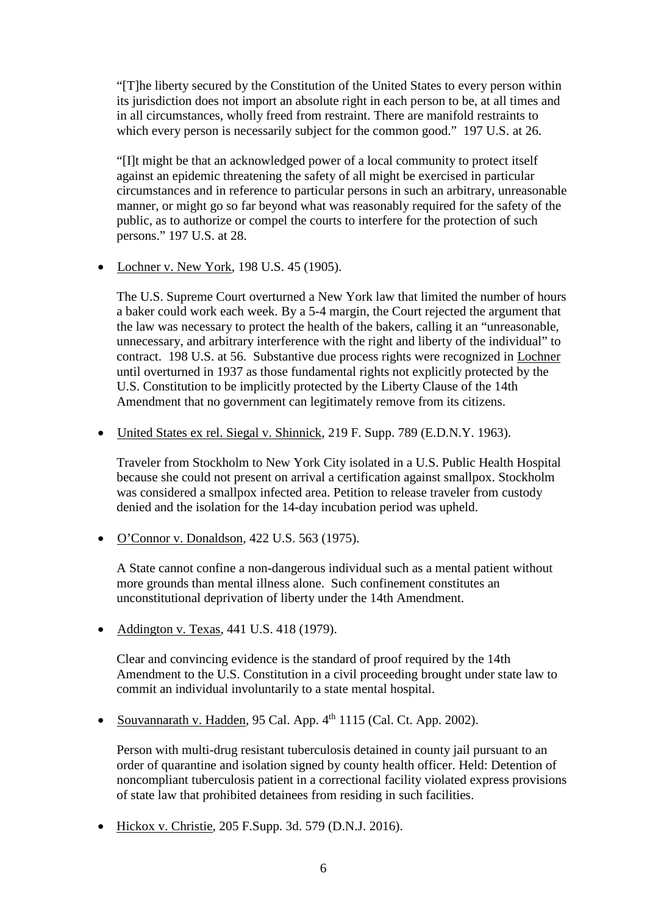"[T]he liberty secured by the Constitution of the United States to every person within its jurisdiction does not import an absolute right in each person to be, at all times and in all circumstances, wholly freed from restraint. There are manifold restraints to which every person is necessarily subject for the common good." 197 U.S. at 26.

"[I]t might be that an acknowledged power of a local community to protect itself against an epidemic threatening the safety of all might be exercised in particular circumstances and in reference to particular persons in such an arbitrary, unreasonable manner, or might go so far beyond what was reasonably required for the safety of the public, as to authorize or compel the courts to interfere for the protection of such persons." 197 U.S. at 28.

- Lochner v. New York, 198 U.S. 45 (1905).

  The U.S. Supreme Court overturned a New York law that limited the number of hours a baker could work each week. By a 5-4 margin, the Court rejected the argument that the law was necessary to protect the health of the bakers, calling it an "unreasonable, unnecessary, and arbitrary interference with the right and liberty of the individual" to contract. 198 U.S. at 56. Substantive due process rights were recognized in Lochner until overturned in 1937 as those fundamental rights not explicitly protected by the U.S. Constitution to be implicitly protected by the Liberty Clause of the 14th Amendment that no government can legitimately remove from its citizens.

- United States ex rel. Siegal v. Shinnick, 219 F. Supp. 789 (E.D.N.Y. 1963).

  Traveler from Stockholm to New York City isolated in a U.S. Public Health Hospital because she could not present on arrival a certification against smallpox. Stockholm was considered a smallpox infected area. Petition to release traveler from custody denied and the isolation for the 14-day incubation period was upheld.

- O'Connor v. Donaldson, 422 U.S. 563 (1975).

  A State cannot confine a non-dangerous individual such as a mental patient without more grounds than mental illness alone. Such confinement constitutes an unconstitutional deprivation of liberty under the 14th Amendment.

- Addington v. Texas, 441 U.S. 418 (1979).

  Clear and convincing evidence is the standard of proof required by the 14th Amendment to the U.S. Constitution in a civil proceeding brought under state law to commit an individual involuntarily to a state mental hospital.

- Souvannarath v. Hadden, 95 Cal. App. 4th 1115 (Cal. Ct. App. 2002).

  Person with multi-drug resistant tuberculosis detained in county jail pursuant to an order of quarantine and isolation signed by county health officer. Held: Detention of noncompliant tuberculosis patient in a correctional facility violated express provisions of state law that prohibited detainees from residing in such facilities.

- Hickox v. Christie, 205 F.Supp. 3d. 579 (D.N.J. 2016).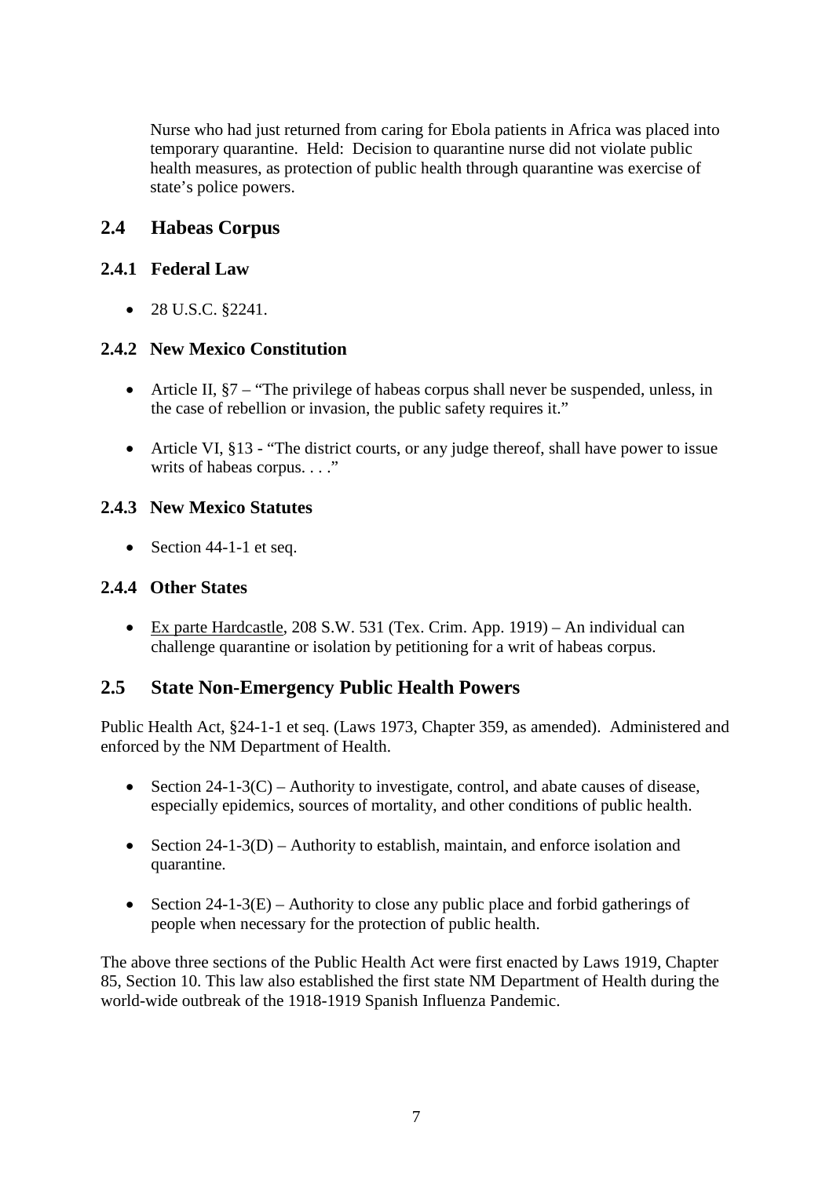Nurse who had just returned from caring for Ebola patients in Africa was placed into temporary quarantine. Held: Decision to quarantine nurse did not violate public health measures, as protection of public health through quarantine was exercise of state's police powers.

## 2.4 Habeas Corpus

### 2.4.1 Federal Law

- 28 U.S.C. §2241.

### 2.4.2 New Mexico Constitution

- Article II, §7 – "The privilege of habeas corpus shall never be suspended, unless, in the case of rebellion or invasion, the public safety requires it."

- Article VI, §13 - "The district courts, or any judge thereof, shall have power to issue writs of habeas corpus. . . ."

### 2.4.3 New Mexico Statutes

- Section 44-1-1 et seq.

### 2.4.4 Other States

- Ex parte Hardcastle, 208 S.W. 531 (Tex. Crim. App. 1919) – An individual can challenge quarantine or isolation by petitioning for a writ of habeas corpus.

## 2.5 State Non-Emergency Public Health Powers

Public Health Act, §24-1-1 et seq. (Laws 1973, Chapter 359, as amended). Administered and enforced by the NM Department of Health.

- Section 24-1-3(C) – Authority to investigate, control, and abate causes of disease, especially epidemics, sources of mortality, and other conditions of public health.

- Section 24-1-3(D) – Authority to establish, maintain, and enforce isolation and quarantine.

- Section 24-1-3(E) – Authority to close any public place and forbid gatherings of people when necessary for the protection of public health.

The above three sections of the Public Health Act were first enacted by Laws 1919, Chapter 85, Section 10. This law also established the first state NM Department of Health during the world-wide outbreak of the 1918-1919 Spanish Influenza Pandemic.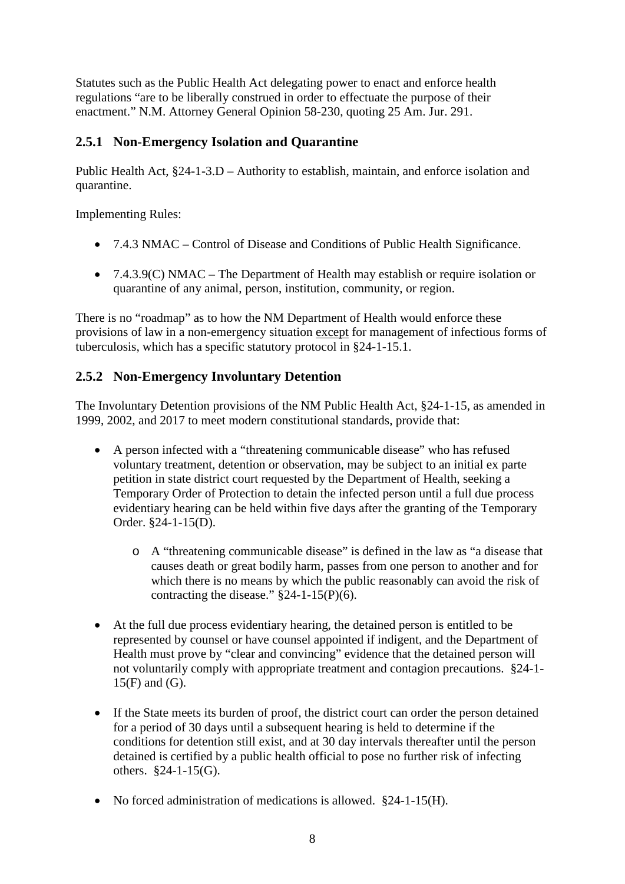Statutes such as the Public Health Act delegating power to enact and enforce health regulations "are to be liberally construed in order to effectuate the purpose of their enactment." N.M. Attorney General Opinion 58-230, quoting 25 Am. Jur. 291.

### 2.5.1 Non-Emergency Isolation and Quarantine

Public Health Act, §24-1-3.D – Authority to establish, maintain, and enforce isolation and quarantine.

Implementing Rules:

- 7.4.3 NMAC – Control of Disease and Conditions of Public Health Significance.
- 7.4.3.9(C) NMAC – The Department of Health may establish or require isolation or quarantine of any animal, person, institution, community, or region.

There is no "roadmap" as to how the NM Department of Health would enforce these provisions of law in a non-emergency situation except for management of infectious forms of tuberculosis, which has a specific statutory protocol in §24-1-15.1.

### 2.5.2 Non-Emergency Involuntary Detention

The Involuntary Detention provisions of the NM Public Health Act, §24-1-15, as amended in 1999, 2002, and 2017 to meet modern constitutional standards, provide that:

- A person infected with a "threatening communicable disease" who has refused voluntary treatment, detention or observation, may be subject to an initial ex parte petition in state district court requested by the Department of Health, seeking a Temporary Order of Protection to detain the infected person until a full due process evidentiary hearing can be held within five days after the granting of the Temporary Order. §24-1-15(D).
  - A "threatening communicable disease" is defined in the law as "a disease that causes death or great bodily harm, passes from one person to another and for which there is no means by which the public reasonably can avoid the risk of contracting the disease." §24-1-15(P)(6).
- At the full due process evidentiary hearing, the detained person is entitled to be represented by counsel or have counsel appointed if indigent, and the Department of Health must prove by "clear and convincing" evidence that the detained person will not voluntarily comply with appropriate treatment and contagion precautions. §24-1-15(F) and (G).
- If the State meets its burden of proof, the district court can order the person detained for a period of 30 days until a subsequent hearing is held to determine if the conditions for detention still exist, and at 30 day intervals thereafter until the person detained is certified by a public health official to pose no further risk of infecting others. §24-1-15(G).
- No forced administration of medications is allowed. §24-1-15(H).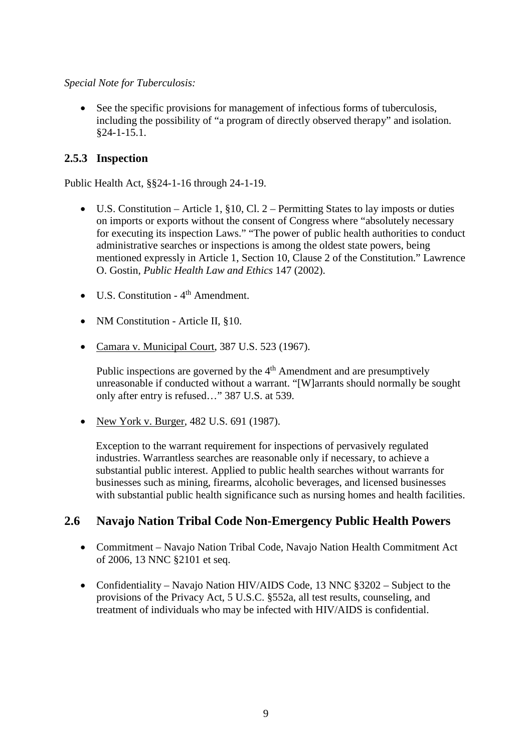*Special Note for Tuberculosis:*

- See the specific provisions for management of infectious forms of tuberculosis, including the possibility of "a program of directly observed therapy" and isolation. §24-1-15.1.

### 2.5.3 Inspection

Public Health Act, §§24-1-16 through 24-1-19.

- U.S. Constitution – Article 1, §10, Cl. 2 – Permitting States to lay imposts or duties on imports or exports without the consent of Congress where "absolutely necessary for executing its inspection Laws." "The power of public health authorities to conduct administrative searches or inspections is among the oldest state powers, being mentioned expressly in Article 1, Section 10, Clause 2 of the Constitution." Lawrence O. Gostin, *Public Health Law and Ethics* 147 (2002).

- U.S. Constitution - 4th Amendment.

- NM Constitution - Article II, §10.

- Camara v. Municipal Court, 387 U.S. 523 (1967).

  Public inspections are governed by the 4th Amendment and are presumptively unreasonable if conducted without a warrant. "[W]arrants should normally be sought only after entry is refused…" 387 U.S. at 539.

- New York v. Burger, 482 U.S. 691 (1987).

  Exception to the warrant requirement for inspections of pervasively regulated industries. Warrantless searches are reasonable only if necessary, to achieve a substantial public interest. Applied to public health searches without warrants for businesses such as mining, firearms, alcoholic beverages, and licensed businesses with substantial public health significance such as nursing homes and health facilities.

## 2.6 Navajo Nation Tribal Code Non-Emergency Public Health Powers

- Commitment – Navajo Nation Tribal Code, Navajo Nation Health Commitment Act of 2006, 13 NNC §2101 et seq.

- Confidentiality – Navajo Nation HIV/AIDS Code, 13 NNC §3202 – Subject to the provisions of the Privacy Act, 5 U.S.C. §552a, all test results, counseling, and treatment of individuals who may be infected with HIV/AIDS is confidential.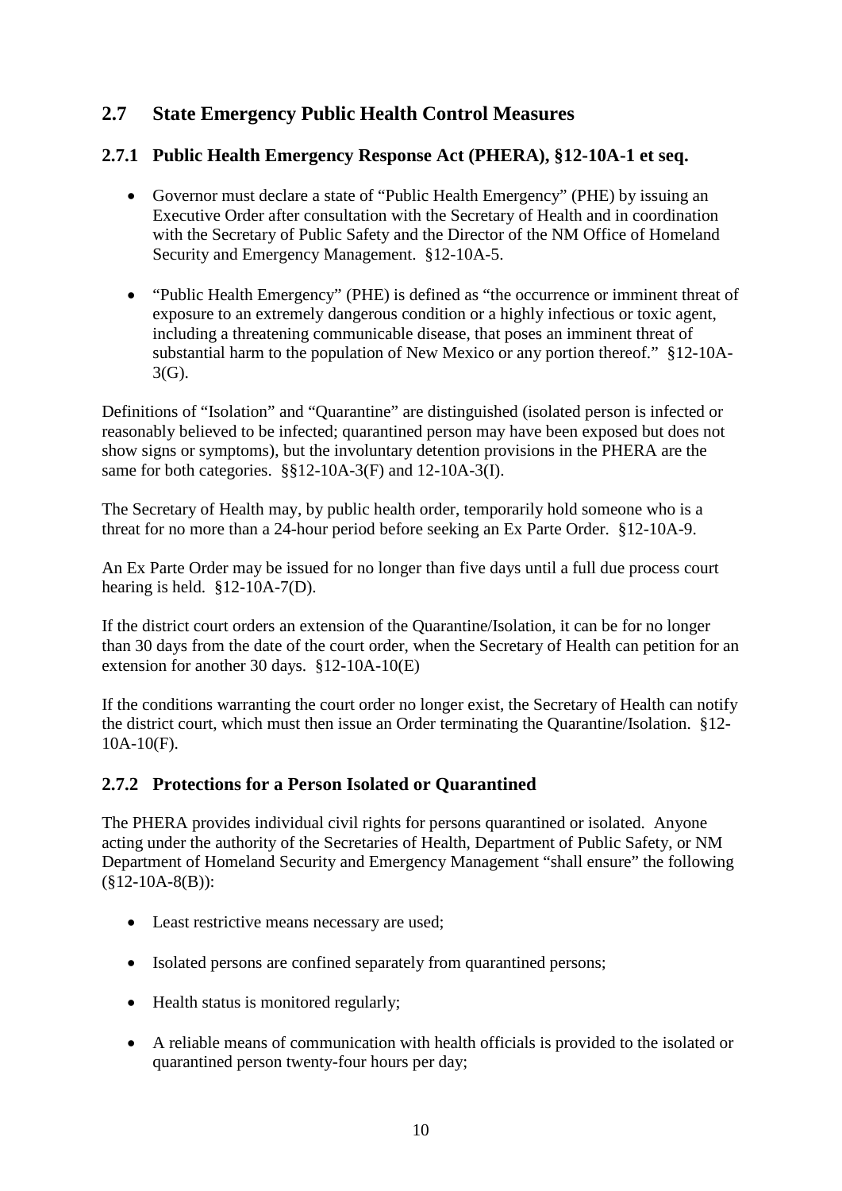## 2.7 State Emergency Public Health Control Measures

### 2.7.1 Public Health Emergency Response Act (PHERA), §12-10A-1 et seq.

- Governor must declare a state of "Public Health Emergency" (PHE) by issuing an Executive Order after consultation with the Secretary of Health and in coordination with the Secretary of Public Safety and the Director of the NM Office of Homeland Security and Emergency Management. §12-10A-5.

- "Public Health Emergency" (PHE) is defined as "the occurrence or imminent threat of exposure to an extremely dangerous condition or a highly infectious or toxic agent, including a threatening communicable disease, that poses an imminent threat of substantial harm to the population of New Mexico or any portion thereof." §12-10A-3(G).

Definitions of "Isolation" and "Quarantine" are distinguished (isolated person is infected or reasonably believed to be infected; quarantined person may have been exposed but does not show signs or symptoms), but the involuntary detention provisions in the PHERA are the same for both categories. §§12-10A-3(F) and 12-10A-3(I).

The Secretary of Health may, by public health order, temporarily hold someone who is a threat for no more than a 24-hour period before seeking an Ex Parte Order. §12-10A-9.

An Ex Parte Order may be issued for no longer than five days until a full due process court hearing is held. §12-10A-7(D).

If the district court orders an extension of the Quarantine/Isolation, it can be for no longer than 30 days from the date of the court order, when the Secretary of Health can petition for an extension for another 30 days. §12-10A-10(E)

If the conditions warranting the court order no longer exist, the Secretary of Health can notify the district court, which must then issue an Order terminating the Quarantine/Isolation. §12-10A-10(F).

### 2.7.2 Protections for a Person Isolated or Quarantined

The PHERA provides individual civil rights for persons quarantined or isolated. Anyone acting under the authority of the Secretaries of Health, Department of Public Safety, or NM Department of Homeland Security and Emergency Management "shall ensure" the following (§12-10A-8(B)):

- Least restrictive means necessary are used;

- Isolated persons are confined separately from quarantined persons;

- Health status is monitored regularly;

- A reliable means of communication with health officials is provided to the isolated or quarantined person twenty-four hours per day;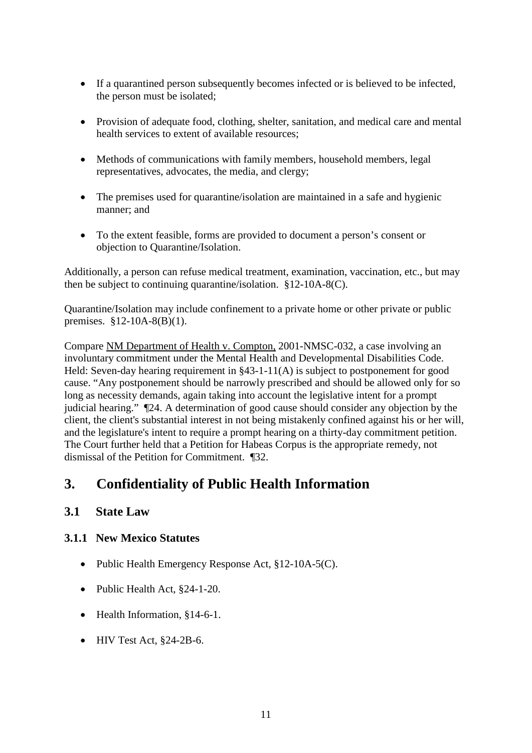- If a quarantined person subsequently becomes infected or is believed to be infected, the person must be isolated;

- Provision of adequate food, clothing, shelter, sanitation, and medical care and mental health services to extent of available resources;

- Methods of communications with family members, household members, legal representatives, advocates, the media, and clergy;

- The premises used for quarantine/isolation are maintained in a safe and hygienic manner; and

- To the extent feasible, forms are provided to document a person's consent or objection to Quarantine/Isolation.

Additionally, a person can refuse medical treatment, examination, vaccination, etc., but may then be subject to continuing quarantine/isolation. §12-10A-8(C).

Quarantine/Isolation may include confinement to a private home or other private or public premises. §12-10A-8(B)(1).

Compare NM Department of Health v. Compton, 2001-NMSC-032, a case involving an involuntary commitment under the Mental Health and Developmental Disabilities Code. Held: Seven-day hearing requirement in §43-1-11(A) is subject to postponement for good cause. "Any postponement should be narrowly prescribed and should be allowed only for so long as necessity demands, again taking into account the legislative intent for a prompt judicial hearing." ¶24. A determination of good cause should consider any objection by the client, the client's substantial interest in not being mistakenly confined against his or her will, and the legislature's intent to require a prompt hearing on a thirty-day commitment petition. The Court further held that a Petition for Habeas Corpus is the appropriate remedy, not dismissal of the Petition for Commitment. ¶32.

# 3. Confidentiality of Public Health Information

## 3.1 State Law

### 3.1.1 New Mexico Statutes

- Public Health Emergency Response Act, §12-10A-5(C).

- Public Health Act, §24-1-20.

- Health Information, §14-6-1.

- HIV Test Act, §24-2B-6.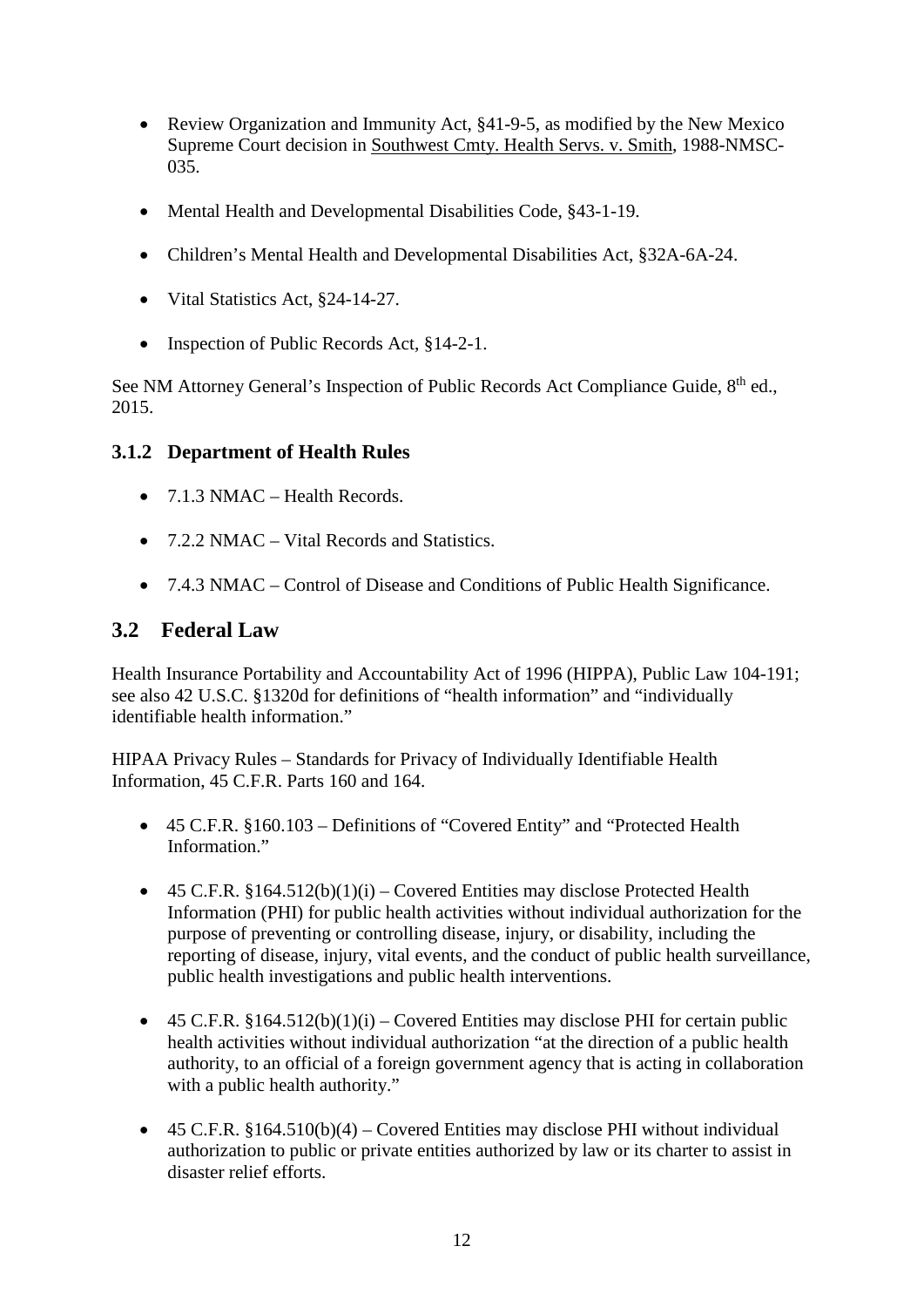- Review Organization and Immunity Act, §41-9-5, as modified by the New Mexico Supreme Court decision in Southwest Cmty. Health Servs. v. Smith, 1988-NMSC-035.
- Mental Health and Developmental Disabilities Code, §43-1-19.
- Children's Mental Health and Developmental Disabilities Act, §32A-6A-24.
- Vital Statistics Act, §24-14-27.
- Inspection of Public Records Act, §14-2-1.

See NM Attorney General's Inspection of Public Records Act Compliance Guide, 8th ed., 2015.

### 3.1.2 Department of Health Rules

- 7.1.3 NMAC – Health Records.
- 7.2.2 NMAC – Vital Records and Statistics.
- 7.4.3 NMAC – Control of Disease and Conditions of Public Health Significance.

## 3.2 Federal Law

Health Insurance Portability and Accountability Act of 1996 (HIPPA), Public Law 104-191; see also 42 U.S.C. §1320d for definitions of "health information" and "individually identifiable health information."

HIPAA Privacy Rules – Standards for Privacy of Individually Identifiable Health Information, 45 C.F.R. Parts 160 and 164.

- 45 C.F.R. §160.103 – Definitions of "Covered Entity" and "Protected Health Information."
- 45 C.F.R. §164.512(b)(1)(i) – Covered Entities may disclose Protected Health Information (PHI) for public health activities without individual authorization for the purpose of preventing or controlling disease, injury, or disability, including the reporting of disease, injury, vital events, and the conduct of public health surveillance, public health investigations and public health interventions.
- 45 C.F.R. §164.512(b)(1)(i) – Covered Entities may disclose PHI for certain public health activities without individual authorization "at the direction of a public health authority, to an official of a foreign government agency that is acting in collaboration with a public health authority."
- 45 C.F.R. §164.510(b)(4) – Covered Entities may disclose PHI without individual authorization to public or private entities authorized by law or its charter to assist in disaster relief efforts.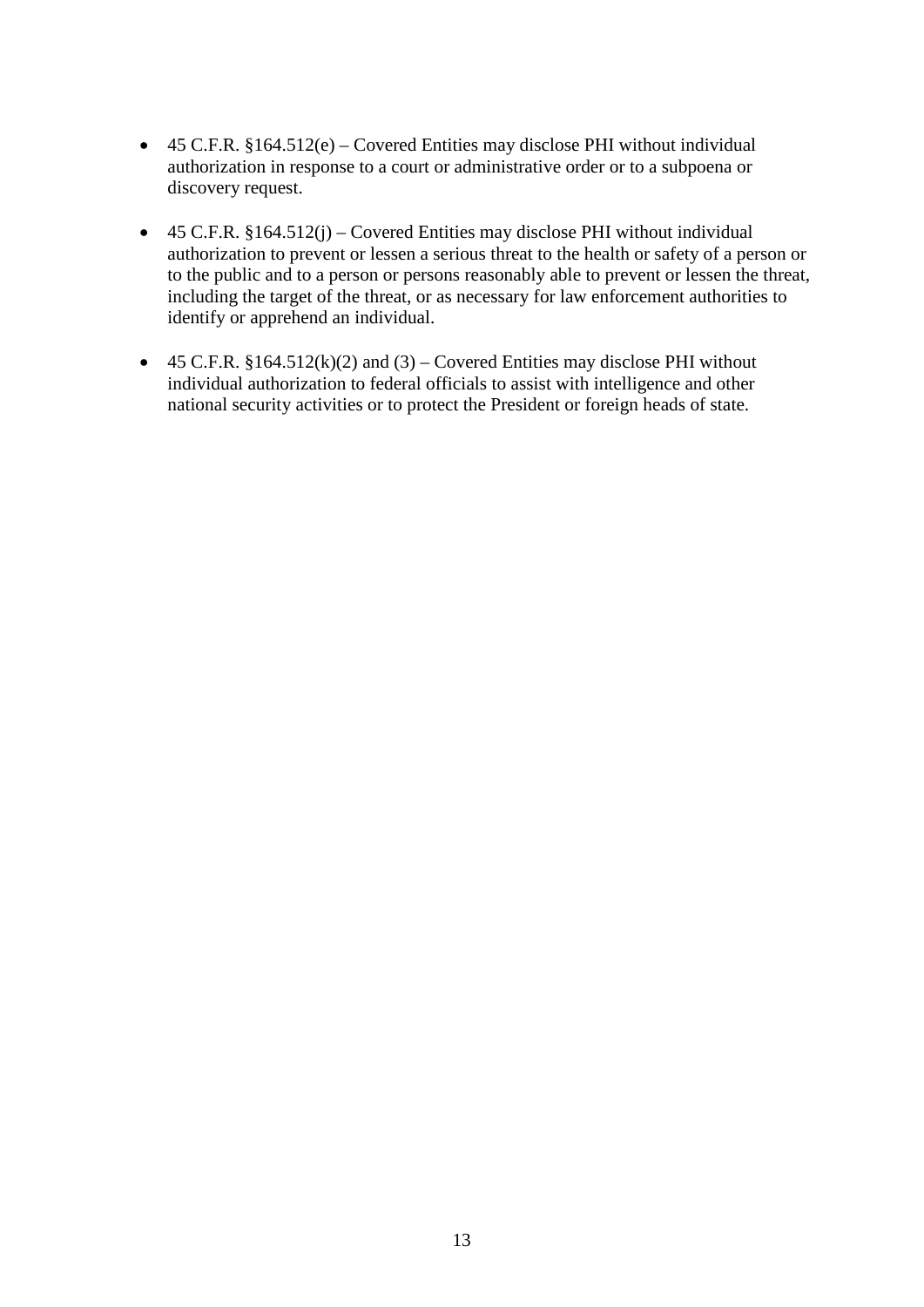- 45 C.F.R. §164.512(e) – Covered Entities may disclose PHI without individual authorization in response to a court or administrative order or to a subpoena or discovery request.

- 45 C.F.R. §164.512(j) – Covered Entities may disclose PHI without individual authorization to prevent or lessen a serious threat to the health or safety of a person or to the public and to a person or persons reasonably able to prevent or lessen the threat, including the target of the threat, or as necessary for law enforcement authorities to identify or apprehend an individual.

- 45 C.F.R. §164.512(k)(2) and (3) – Covered Entities may disclose PHI without individual authorization to federal officials to assist with intelligence and other national security activities or to protect the President or foreign heads of state.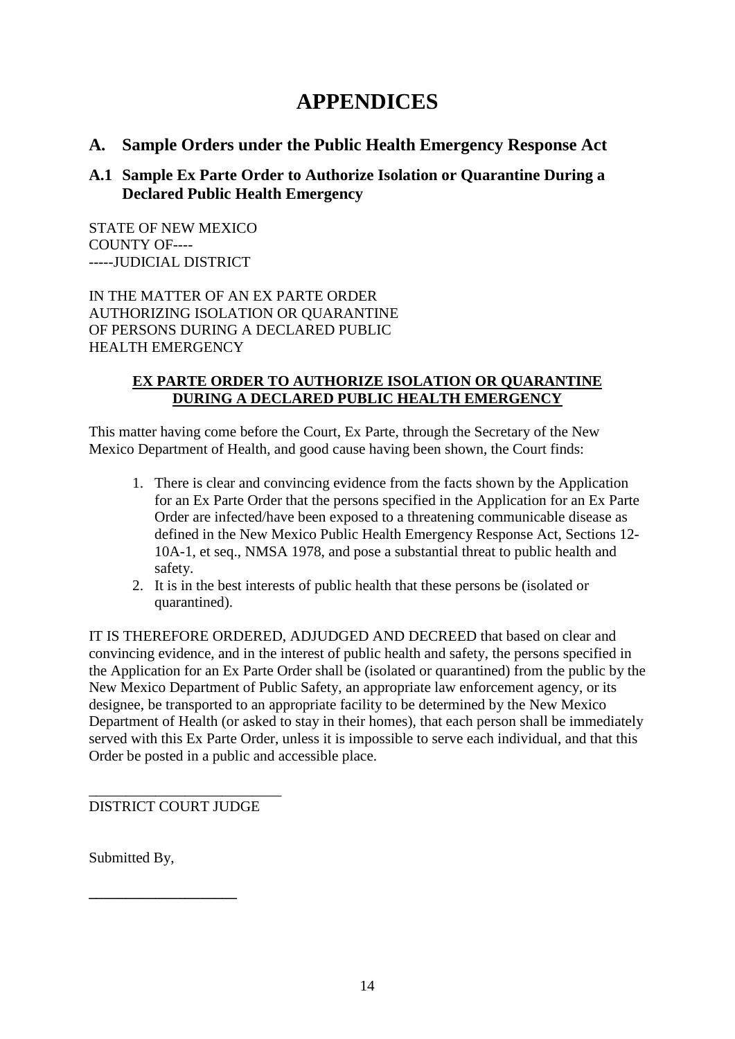# APPENDICES

## A. Sample Orders under the Public Health Emergency Response Act

### A.1 Sample Ex Parte Order to Authorize Isolation or Quarantine During a Declared Public Health Emergency

STATE OF NEW MEXICO
COUNTY OF----
-----JUDICIAL DISTRICT

IN THE MATTER OF AN EX PARTE ORDER
AUTHORIZING ISOLATION OR QUARANTINE
OF PERSONS DURING A DECLARED PUBLIC
HEALTH EMERGENCY

**EX PARTE ORDER TO AUTHORIZE ISOLATION OR QUARANTINE DURING A DECLARED PUBLIC HEALTH EMERGENCY**

This matter having come before the Court, Ex Parte, through the Secretary of the New Mexico Department of Health, and good cause having been shown, the Court finds:

1. There is clear and convincing evidence from the facts shown by the Application for an Ex Parte Order that the persons specified in the Application for an Ex Parte Order are infected/have been exposed to a threatening communicable disease as defined in the New Mexico Public Health Emergency Response Act, Sections 12-10A-1, et seq., NMSA 1978, and pose a substantial threat to public health and safety.
2. It is in the best interests of public health that these persons be (isolated or quarantined).

IT IS THEREFORE ORDERED, ADJUDGED AND DECREED that based on clear and convincing evidence, and in the interest of public health and safety, the persons specified in the Application for an Ex Parte Order shall be (isolated or quarantined) from the public by the New Mexico Department of Public Safety, an appropriate law enforcement agency, or its designee, be transported to an appropriate facility to be determined by the New Mexico Department of Health (or asked to stay in their homes), that each person shall be immediately served with this Ex Parte Order, unless it is impossible to serve each individual, and that this Order be posted in a public and accessible place.

\_\_\_\_\_\_\_\_\_\_\_\_\_\_\_\_\_\_\_\_\_\_\_\_\_\_
DISTRICT COURT JUDGE

Submitted By,

\_\_\_\_\_\_\_\_\_\_\_\_\_\_\_\_\_\_\_\_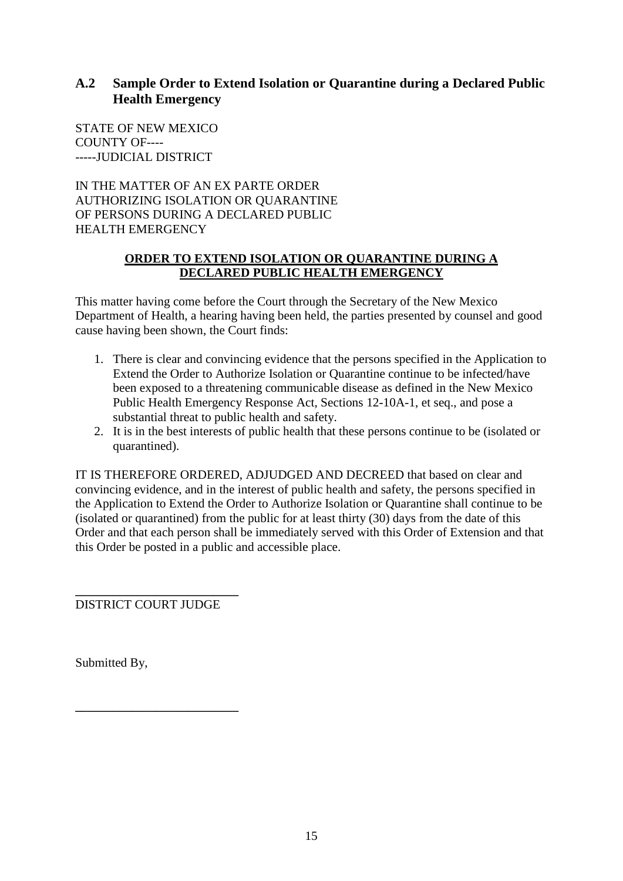## A.2 Sample Order to Extend Isolation or Quarantine during a Declared Public Health Emergency

STATE OF NEW MEXICO
COUNTY OF----
-----JUDICIAL DISTRICT

IN THE MATTER OF AN EX PARTE ORDER
AUTHORIZING ISOLATION OR QUARANTINE
OF PERSONS DURING A DECLARED PUBLIC
HEALTH EMERGENCY

**ORDER TO EXTEND ISOLATION OR QUARANTINE DURING A DECLARED PUBLIC HEALTH EMERGENCY**

This matter having come before the Court through the Secretary of the New Mexico Department of Health, a hearing having been held, the parties presented by counsel and good cause having been shown, the Court finds:

1. There is clear and convincing evidence that the persons specified in the Application to Extend the Order to Authorize Isolation or Quarantine continue to be infected/have been exposed to a threatening communicable disease as defined in the New Mexico Public Health Emergency Response Act, Sections 12-10A-1, et seq., and pose a substantial threat to public health and safety.
2. It is in the best interests of public health that these persons continue to be (isolated or quarantined).

IT IS THEREFORE ORDERED, ADJUDGED AND DECREED that based on clear and convincing evidence, and in the interest of public health and safety, the persons specified in the Application to Extend the Order to Authorize Isolation or Quarantine shall continue to be (isolated or quarantined) from the public for at least thirty (30) days from the date of this Order and that each person shall be immediately served with this Order of Extension and that this Order be posted in a public and accessible place.

\_\_\_\_\_\_\_\_\_\_\_\_\_\_\_\_\_\_\_\_\_\_\_\_\_\_
DISTRICT COURT JUDGE

Submitted By,

\_\_\_\_\_\_\_\_\_\_\_\_\_\_\_\_\_\_\_\_\_\_\_\_\_\_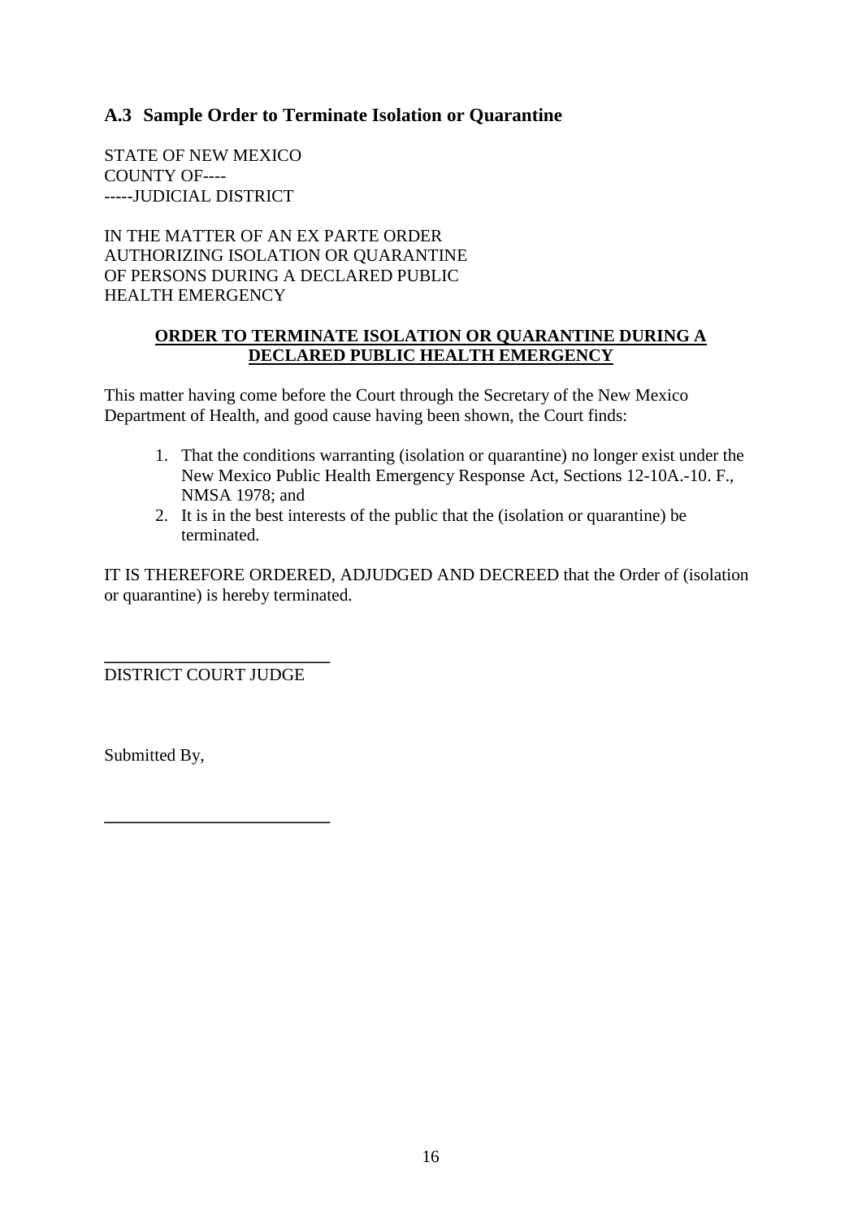## A.3 Sample Order to Terminate Isolation or Quarantine

STATE OF NEW MEXICO
COUNTY OF----
-----JUDICIAL DISTRICT

IN THE MATTER OF AN EX PARTE ORDER
AUTHORIZING ISOLATION OR QUARANTINE
OF PERSONS DURING A DECLARED PUBLIC
HEALTH EMERGENCY

**ORDER TO TERMINATE ISOLATION OR QUARANTINE DURING A DECLARED PUBLIC HEALTH EMERGENCY**

This matter having come before the Court through the Secretary of the New Mexico Department of Health, and good cause having been shown, the Court finds:

1. That the conditions warranting (isolation or quarantine) no longer exist under the New Mexico Public Health Emergency Response Act, Sections 12-10A.-10. F., NMSA 1978; and
2. It is in the best interests of the public that the (isolation or quarantine) be terminated.

IT IS THEREFORE ORDERED, ADJUDGED AND DECREED that the Order of (isolation or quarantine) is hereby terminated.

_________________________
DISTRICT COURT JUDGE

Submitted By,

_________________________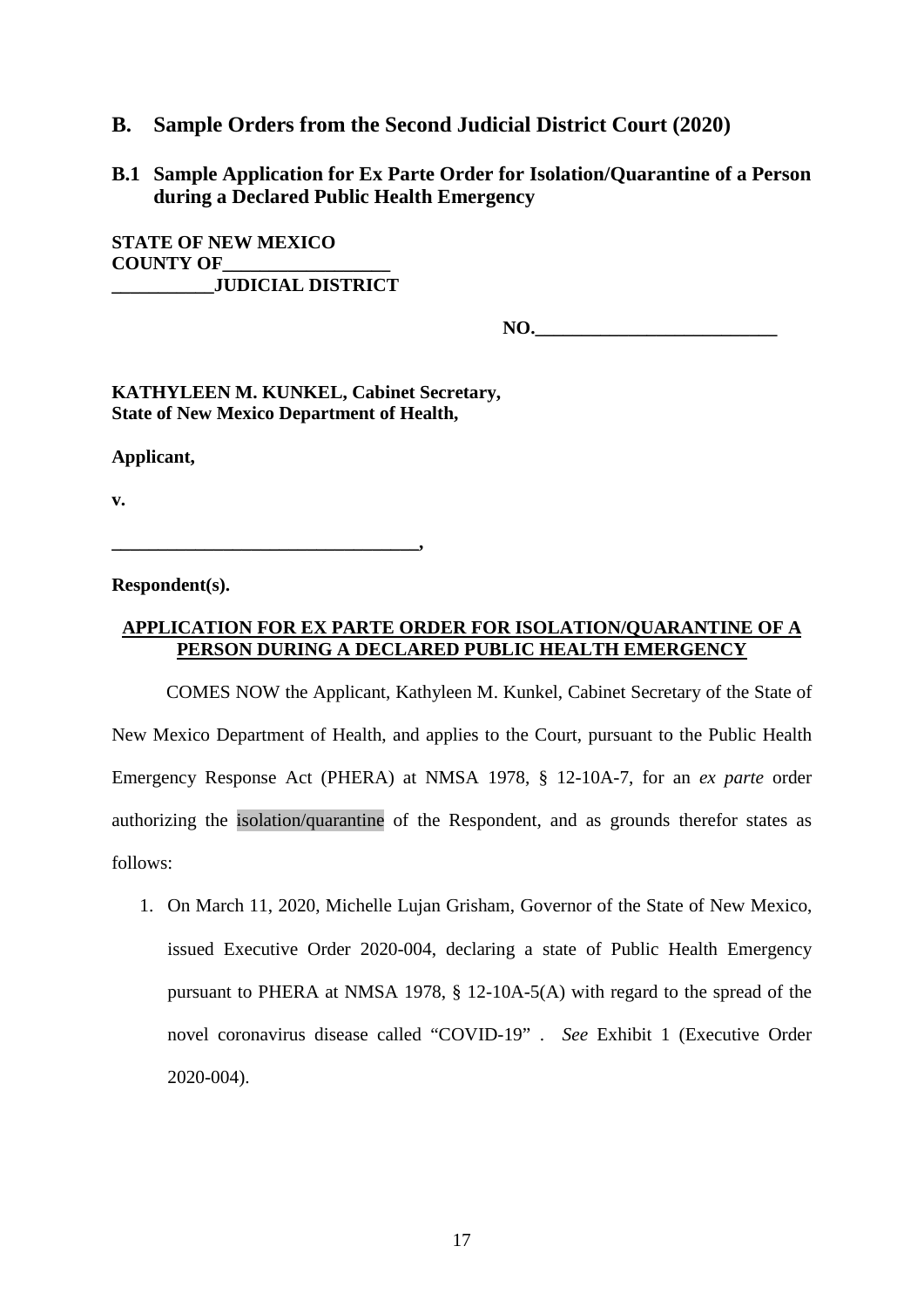## B. Sample Orders from the Second Judicial District Court (2020)

### B.1 Sample Application for Ex Parte Order for Isolation/Quarantine of a Person during a Declared Public Health Emergency

**STATE OF NEW MEXICO**
**COUNTY OF__________________**
**___________JUDICIAL DISTRICT**

**NO.__________________________**

**KATHYLEEN M. KUNKEL, Cabinet Secretary,**
**State of New Mexico Department of Health,**

**Applicant,**

**v.**

**_________________________________,**

**Respondent(s).**

**<u>APPLICATION FOR EX PARTE ORDER FOR ISOLATION/QUARANTINE OF A PERSON DURING A DECLARED PUBLIC HEALTH EMERGENCY</u>**

COMES NOW the Applicant, Kathyleen M. Kunkel, Cabinet Secretary of the State of New Mexico Department of Health, and applies to the Court, pursuant to the Public Health Emergency Response Act (PHERA) at NMSA 1978, § 12-10A-7, for an *ex parte* order authorizing the isolation/quarantine of the Respondent, and as grounds therefor states as follows:

1. On March 11, 2020, Michelle Lujan Grisham, Governor of the State of New Mexico, issued Executive Order 2020-004, declaring a state of Public Health Emergency pursuant to PHERA at NMSA 1978, § 12-10A-5(A) with regard to the spread of the novel coronavirus disease called "COVID-19" . *See* Exhibit 1 (Executive Order 2020-004).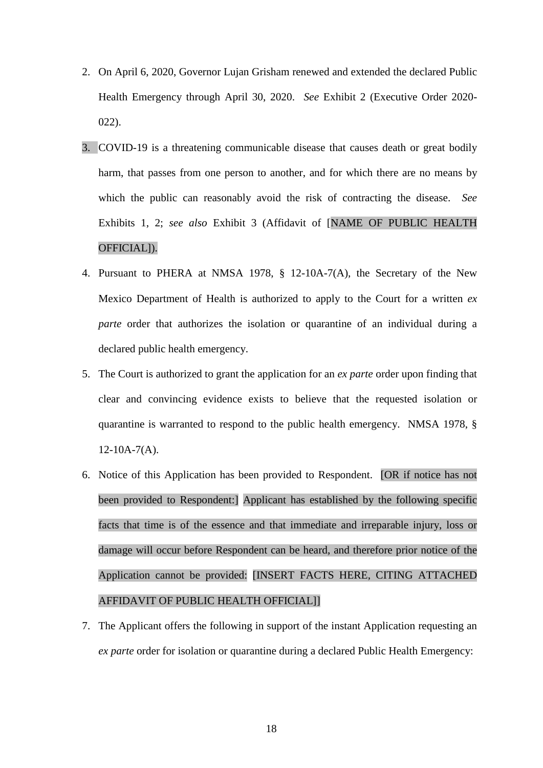2. On April 6, 2020, Governor Lujan Grisham renewed and extended the declared Public Health Emergency through April 30, 2020. *See* Exhibit 2 (Executive Order 2020-022).

3. COVID-19 is a threatening communicable disease that causes death or great bodily harm, that passes from one person to another, and for which there are no means by which the public can reasonably avoid the risk of contracting the disease. *See* Exhibits 1, 2; *see also* Exhibit 3 (Affidavit of [NAME OF PUBLIC HEALTH OFFICIAL]).

4. Pursuant to PHERA at NMSA 1978, § 12-10A-7(A), the Secretary of the New Mexico Department of Health is authorized to apply to the Court for a written *ex parte* order that authorizes the isolation or quarantine of an individual during a declared public health emergency.

5. The Court is authorized to grant the application for an *ex parte* order upon finding that clear and convincing evidence exists to believe that the requested isolation or quarantine is warranted to respond to the public health emergency. NMSA 1978, § 12-10A-7(A).

6. Notice of this Application has been provided to Respondent. [OR if notice has not been provided to Respondent:] Applicant has established by the following specific facts that time is of the essence and that immediate and irreparable injury, loss or damage will occur before Respondent can be heard, and therefore prior notice of the Application cannot be provided: [INSERT FACTS HERE, CITING ATTACHED AFFIDAVIT OF PUBLIC HEALTH OFFICIAL]]

7. The Applicant offers the following in support of the instant Application requesting an *ex parte* order for isolation or quarantine during a declared Public Health Emergency: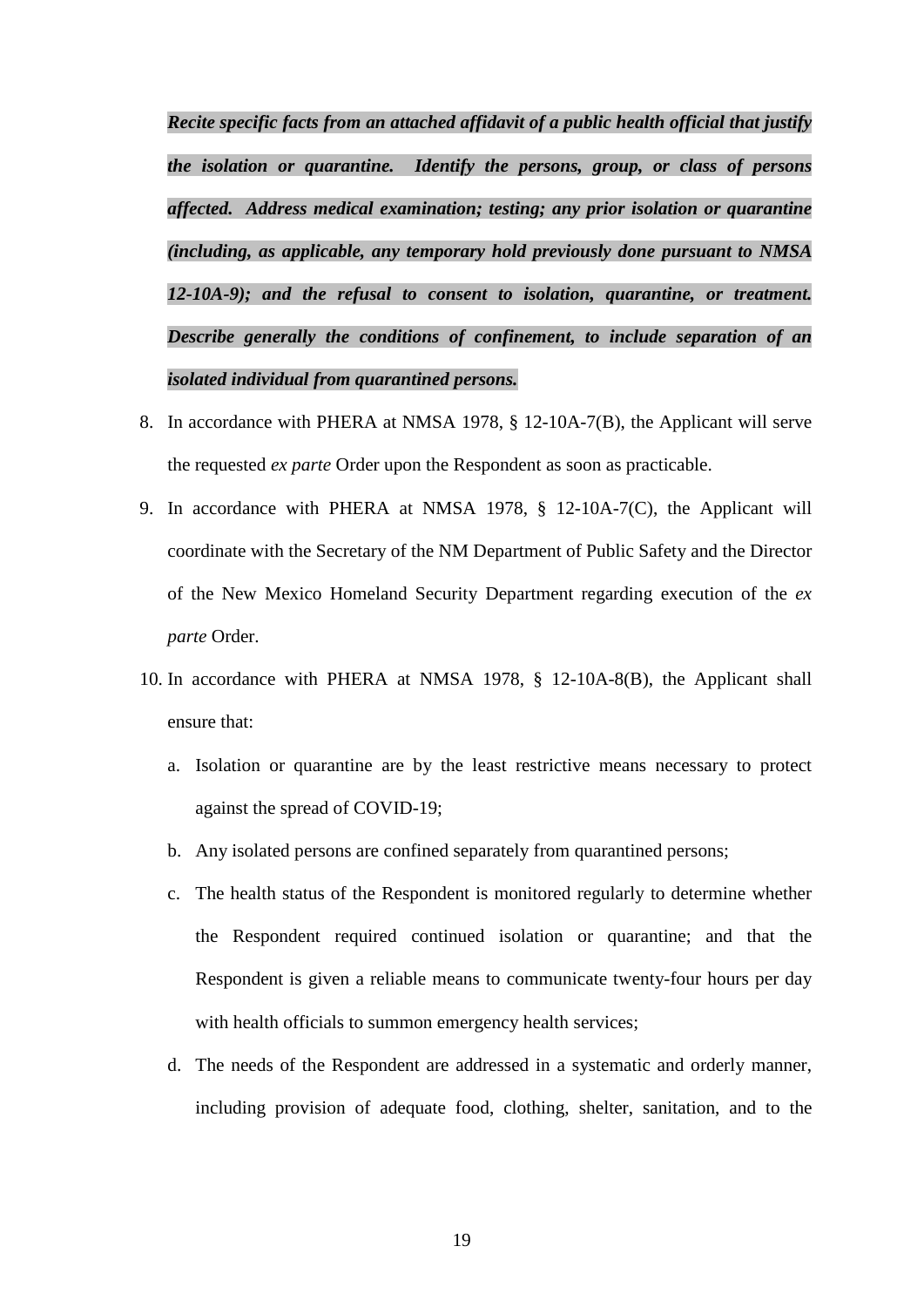***Recite specific facts from an attached affidavit of a public health official that justify the isolation or quarantine. Identify the persons, group, or class of persons affected. Address medical examination; testing; any prior isolation or quarantine (including, as applicable, any temporary hold previously done pursuant to NMSA 12-10A-9); and the refusal to consent to isolation, quarantine, or treatment. Describe generally the conditions of confinement, to include separation of an isolated individual from quarantined persons.***

8. In accordance with PHERA at NMSA 1978, § 12-10A-7(B), the Applicant will serve the requested *ex parte* Order upon the Respondent as soon as practicable.
9. In accordance with PHERA at NMSA 1978, § 12-10A-7(C), the Applicant will coordinate with the Secretary of the NM Department of Public Safety and the Director of the New Mexico Homeland Security Department regarding execution of the *ex parte* Order.
10. In accordance with PHERA at NMSA 1978, § 12-10A-8(B), the Applicant shall ensure that:
    a. Isolation or quarantine are by the least restrictive means necessary to protect against the spread of COVID-19;
    b. Any isolated persons are confined separately from quarantined persons;
    c. The health status of the Respondent is monitored regularly to determine whether the Respondent required continued isolation or quarantine; and that the Respondent is given a reliable means to communicate twenty-four hours per day with health officials to summon emergency health services;
    d. The needs of the Respondent are addressed in a systematic and orderly manner, including provision of adequate food, clothing, shelter, sanitation, and to the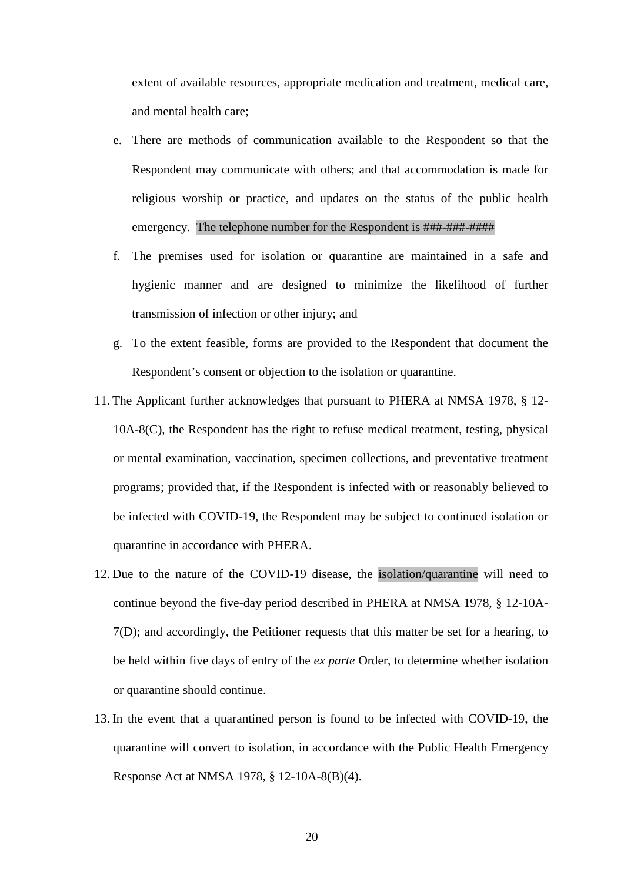extent of available resources, appropriate medication and treatment, medical care, and mental health care;

e. There are methods of communication available to the Respondent so that the Respondent may communicate with others; and that accommodation is made for religious worship or practice, and updates on the status of the public health emergency. The telephone number for the Respondent is ###-###-####

f. The premises used for isolation or quarantine are maintained in a safe and hygienic manner and are designed to minimize the likelihood of further transmission of infection or other injury; and

g. To the extent feasible, forms are provided to the Respondent that document the Respondent's consent or objection to the isolation or quarantine.

11. The Applicant further acknowledges that pursuant to PHERA at NMSA 1978, § 12-10A-8(C), the Respondent has the right to refuse medical treatment, testing, physical or mental examination, vaccination, specimen collections, and preventative treatment programs; provided that, if the Respondent is infected with or reasonably believed to be infected with COVID-19, the Respondent may be subject to continued isolation or quarantine in accordance with PHERA.

12. Due to the nature of the COVID-19 disease, the isolation/quarantine will need to continue beyond the five-day period described in PHERA at NMSA 1978, § 12-10A-7(D); and accordingly, the Petitioner requests that this matter be set for a hearing, to be held within five days of entry of the *ex parte* Order, to determine whether isolation or quarantine should continue.

13. In the event that a quarantined person is found to be infected with COVID-19, the quarantine will convert to isolation, in accordance with the Public Health Emergency Response Act at NMSA 1978, § 12-10A-8(B)(4).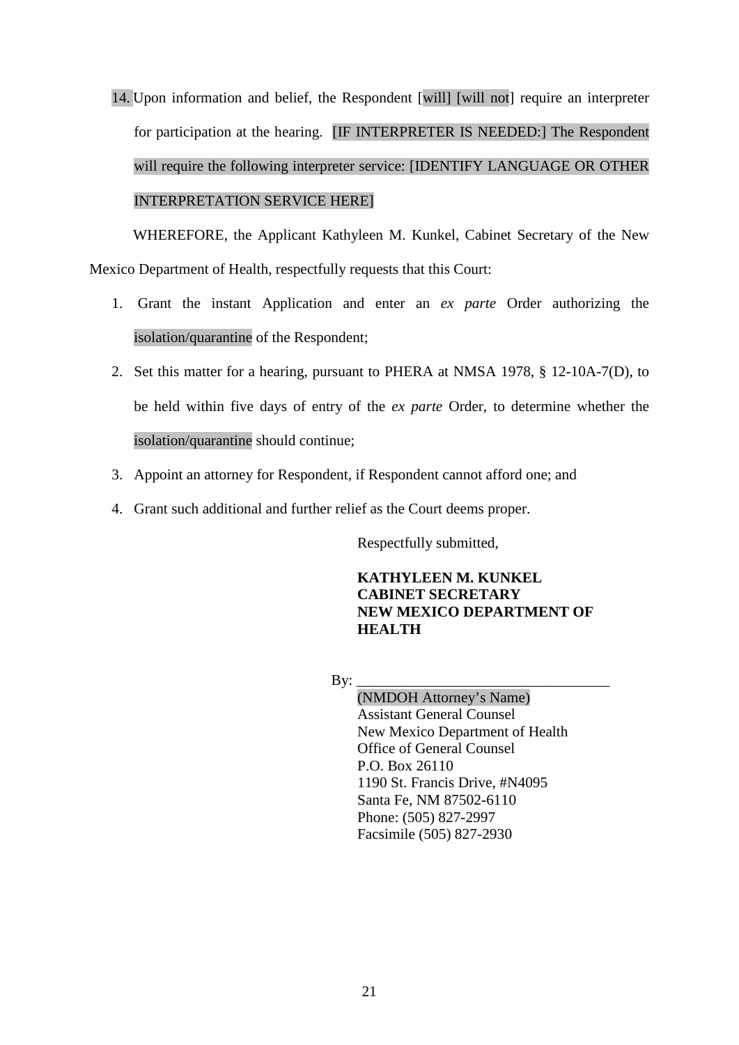14. Upon information and belief, the Respondent [will] [will not] require an interpreter for participation at the hearing. [IF INTERPRETER IS NEEDED:] The Respondent will require the following interpreter service: [IDENTIFY LANGUAGE OR OTHER INTERPRETATION SERVICE HERE]

WHEREFORE, the Applicant Kathyleen M. Kunkel, Cabinet Secretary of the New Mexico Department of Health, respectfully requests that this Court:

1. Grant the instant Application and enter an *ex parte* Order authorizing the isolation/quarantine of the Respondent;
2. Set this matter for a hearing, pursuant to PHERA at NMSA 1978, § 12-10A-7(D), to be held within five days of entry of the *ex parte* Order, to determine whether the isolation/quarantine should continue;
3. Appoint an attorney for Respondent, if Respondent cannot afford one; and
4. Grant such additional and further relief as the Court deems proper.

Respectfully submitted,

**KATHYLEEN M. KUNKEL**
**CABINET SECRETARY**
**NEW MEXICO DEPARTMENT OF HEALTH**

By: ________________________________
(NMDOH Attorney's Name)
Assistant General Counsel
New Mexico Department of Health
Office of General Counsel
P.O. Box 26110
1190 St. Francis Drive, #N4095
Santa Fe, NM 87502-6110
Phone: (505) 827-2997
Facsimile (505) 827-2930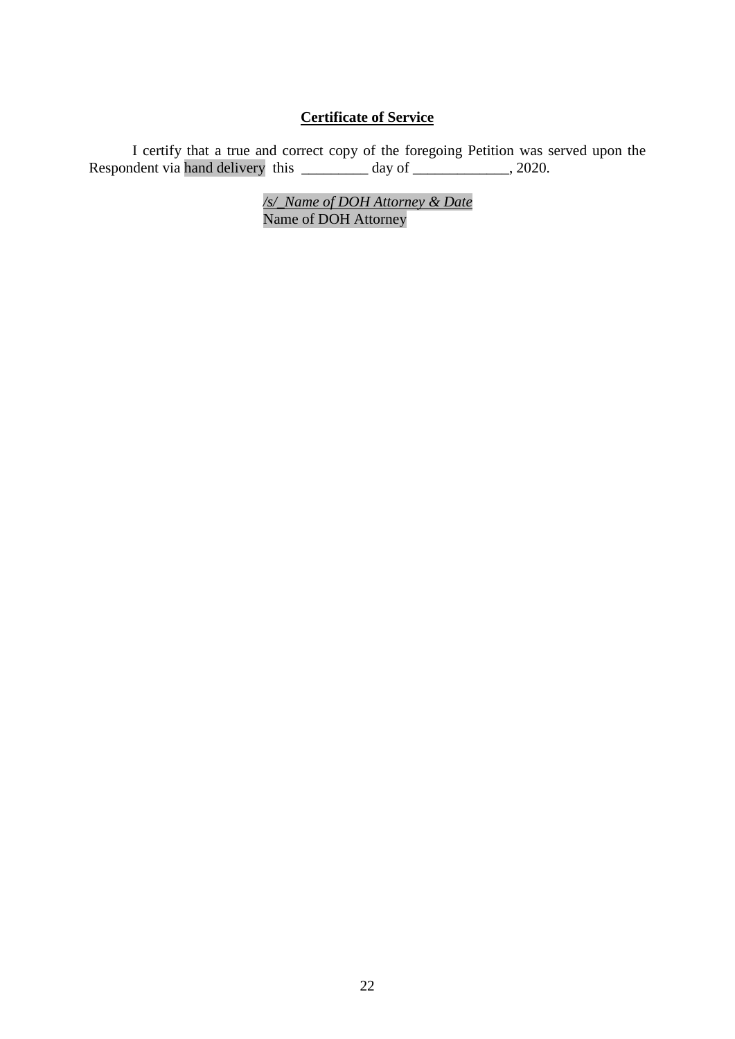**Certificate of Service**

I certify that a true and correct copy of the foregoing Petition was served upon the Respondent via hand delivery this _________ day of _____________, 2020.

*/s/_Name of DOH Attorney & Date*
Name of DOH Attorney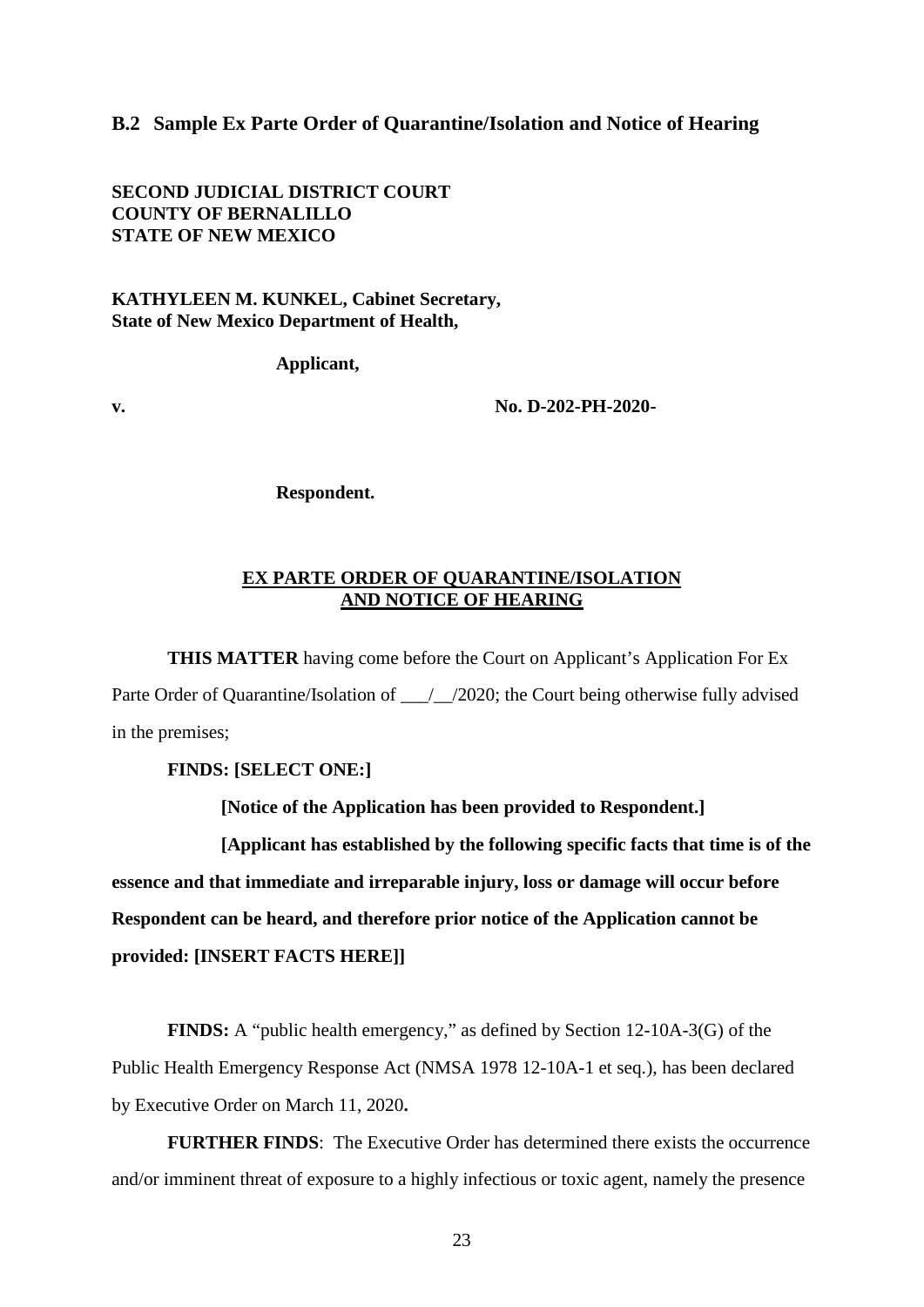## B.2 Sample Ex Parte Order of Quarantine/Isolation and Notice of Hearing

**SECOND JUDICIAL DISTRICT COURT**
**COUNTY OF BERNALILLO**
**STATE OF NEW MEXICO**

**KATHYLEEN M. KUNKEL, Cabinet Secretary,**
**State of New Mexico Department of Health,**

**Applicant,**

**v.** **No. D-202-PH-2020-**

**Respondent.**

**EX PARTE ORDER OF QUARANTINE/ISOLATION AND NOTICE OF HEARING**

**THIS MATTER** having come before the Court on Applicant's Application For Ex Parte Order of Quarantine/Isolation of ___/__/2020; the Court being otherwise fully advised in the premises;

**FINDS: [SELECT ONE:]**

**[Notice of the Application has been provided to Respondent.]**

**[Applicant has established by the following specific facts that time is of the essence and that immediate and irreparable injury, loss or damage will occur before Respondent can be heard, and therefore prior notice of the Application cannot be provided: [INSERT FACTS HERE]]**

**FINDS:** A "public health emergency," as defined by Section 12-10A-3(G) of the Public Health Emergency Response Act (NMSA 1978 12-10A-1 et seq.), has been declared by Executive Order on March 11, 2020**.**

**FURTHER FINDS**: The Executive Order has determined there exists the occurrence and/or imminent threat of exposure to a highly infectious or toxic agent, namely the presence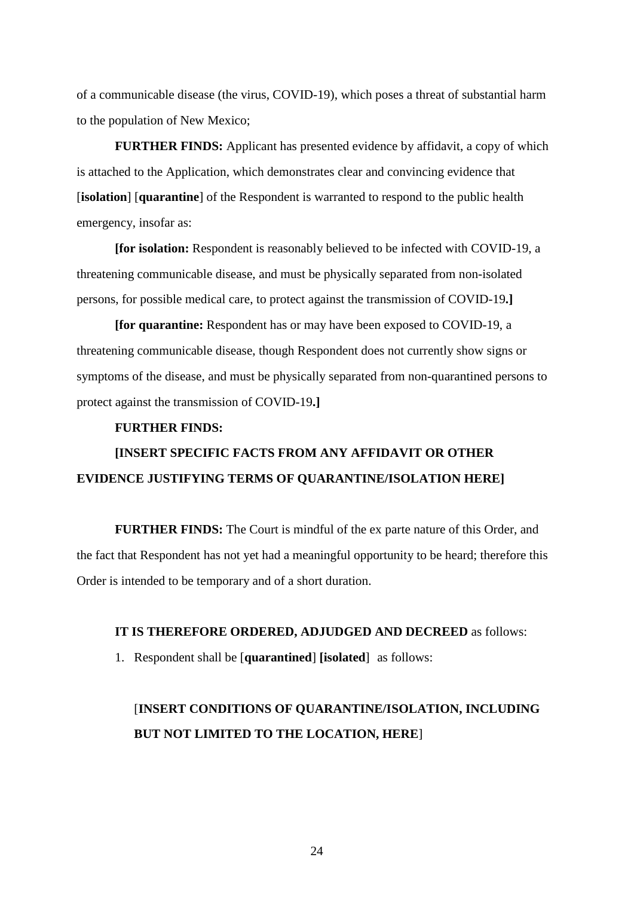of a communicable disease (the virus, COVID-19), which poses a threat of substantial harm to the population of New Mexico;

**FURTHER FINDS:** Applicant has presented evidence by affidavit, a copy of which is attached to the Application, which demonstrates clear and convincing evidence that [**isolation**] [**quarantine**] of the Respondent is warranted to respond to the public health emergency, insofar as:

**[for isolation:** Respondent is reasonably believed to be infected with COVID-19, a threatening communicable disease, and must be physically separated from non-isolated persons, for possible medical care, to protect against the transmission of COVID-19**.]**

**[for quarantine:** Respondent has or may have been exposed to COVID-19, a threatening communicable disease, though Respondent does not currently show signs or symptoms of the disease, and must be physically separated from non-quarantined persons to protect against the transmission of COVID-19**.]**

**FURTHER FINDS:**

**[INSERT SPECIFIC FACTS FROM ANY AFFIDAVIT OR OTHER EVIDENCE JUSTIFYING TERMS OF QUARANTINE/ISOLATION HERE]**

**FURTHER FINDS:** The Court is mindful of the ex parte nature of this Order, and the fact that Respondent has not yet had a meaningful opportunity to be heard; therefore this Order is intended to be temporary and of a short duration.

**IT IS THEREFORE ORDERED, ADJUDGED AND DECREED** as follows:

1. Respondent shall be [**quarantined**] **[isolated**] as follows:

   [**INSERT CONDITIONS OF QUARANTINE/ISOLATION, INCLUDING BUT NOT LIMITED TO THE LOCATION, HERE**]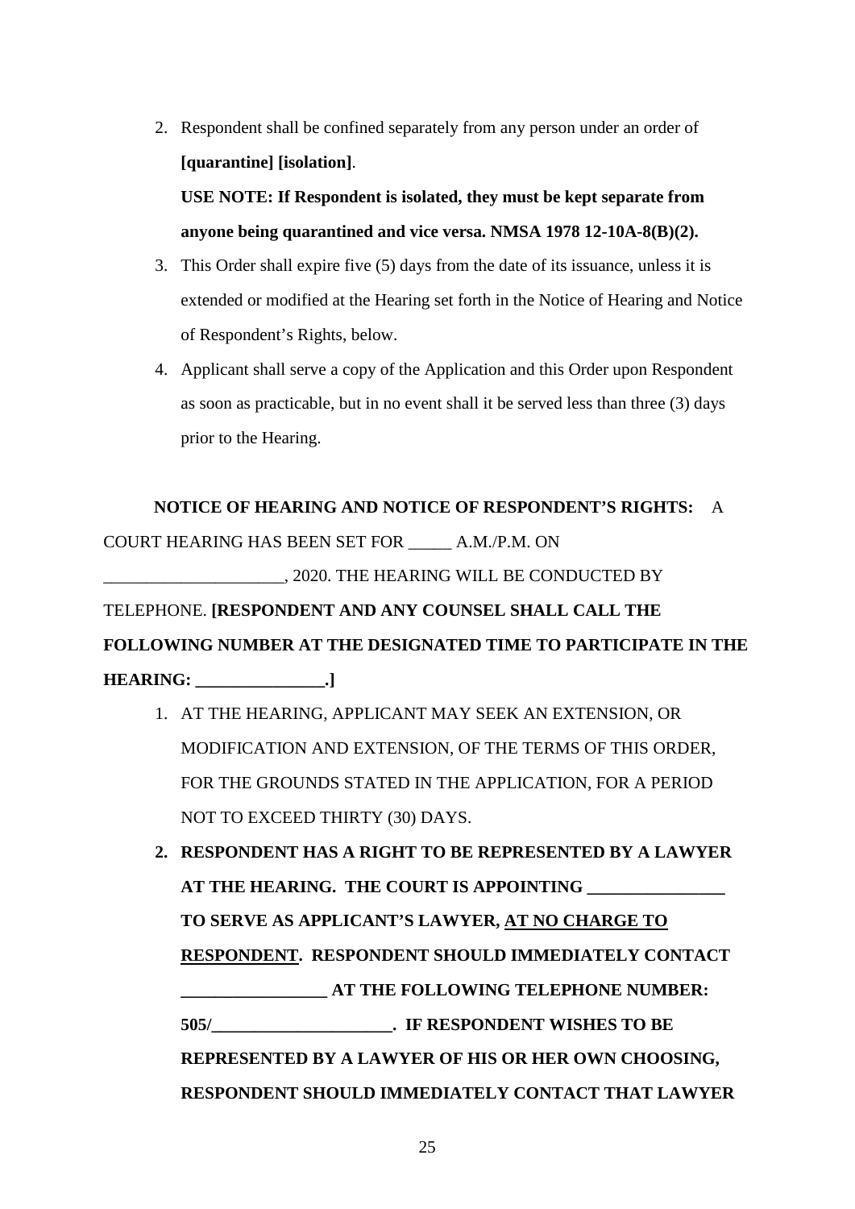2. Respondent shall be confined separately from any person under an order of **[quarantine] [isolation]**.

   **USE NOTE: If Respondent is isolated, they must be kept separate from anyone being quarantined and vice versa. NMSA 1978 12-10A-8(B)(2).**

3. This Order shall expire five (5) days from the date of its issuance, unless it is extended or modified at the Hearing set forth in the Notice of Hearing and Notice of Respondent's Rights, below.
4. Applicant shall serve a copy of the Application and this Order upon Respondent as soon as practicable, but in no event shall it be served less than three (3) days prior to the Hearing.

**NOTICE OF HEARING AND NOTICE OF RESPONDENT'S RIGHTS:** A COURT HEARING HAS BEEN SET FOR _____ A.M./P.M. ON _____________________, 2020. THE HEARING WILL BE CONDUCTED BY TELEPHONE. **[RESPONDENT AND ANY COUNSEL SHALL CALL THE FOLLOWING NUMBER AT THE DESIGNATED TIME TO PARTICIPATE IN THE HEARING: _______________.]**

1. AT THE HEARING, APPLICANT MAY SEEK AN EXTENSION, OR MODIFICATION AND EXTENSION, OF THE TERMS OF THIS ORDER, FOR THE GROUNDS STATED IN THE APPLICATION, FOR A PERIOD NOT TO EXCEED THIRTY (30) DAYS.
2. **RESPONDENT HAS A RIGHT TO BE REPRESENTED BY A LAWYER AT THE HEARING. THE COURT IS APPOINTING ________________ TO SERVE AS APPLICANT'S LAWYER, <u>AT NO CHARGE TO RESPONDENT</u>. RESPONDENT SHOULD IMMEDIATELY CONTACT _________________ AT THE FOLLOWING TELEPHONE NUMBER: 505/_____________________. IF RESPONDENT WISHES TO BE REPRESENTED BY A LAWYER OF HIS OR HER OWN CHOOSING, RESPONDENT SHOULD IMMEDIATELY CONTACT THAT LAWYER**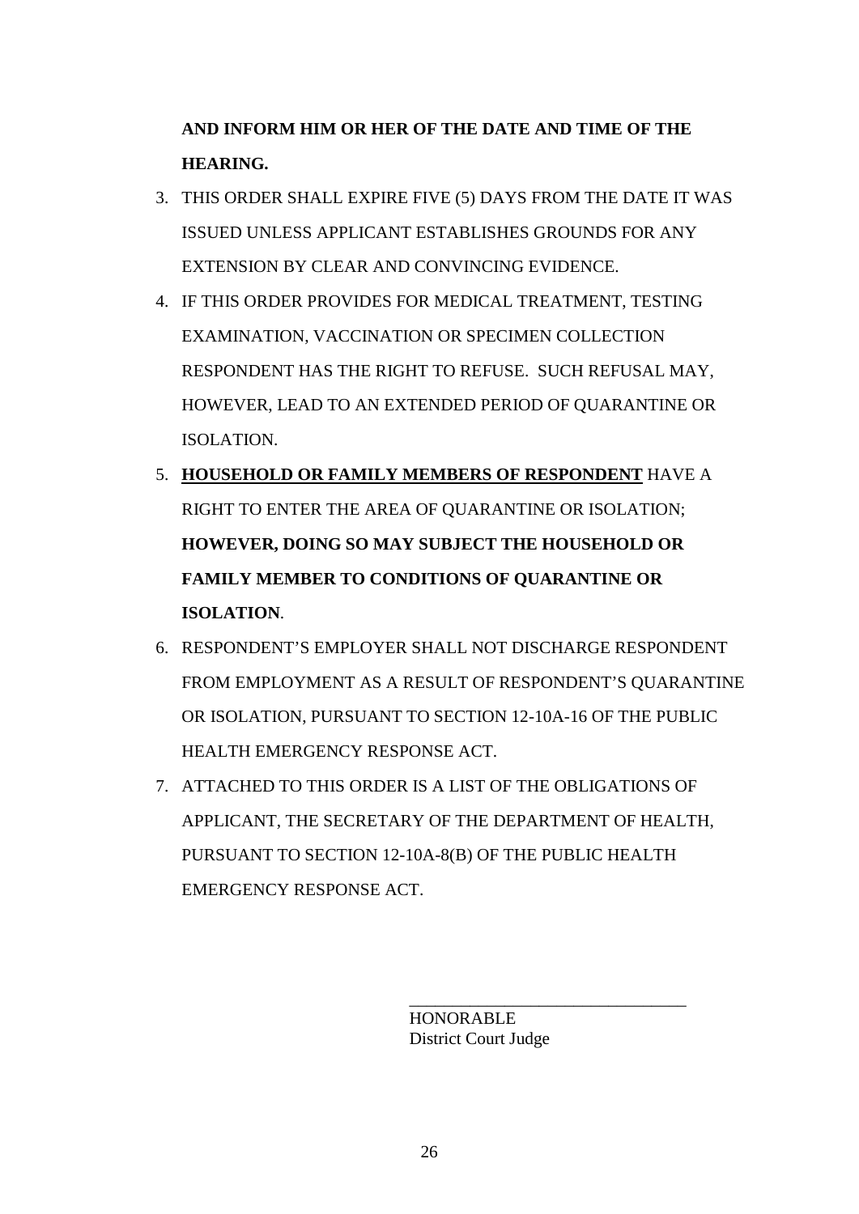**AND INFORM HIM OR HER OF THE DATE AND TIME OF THE HEARING.**

3. THIS ORDER SHALL EXPIRE FIVE (5) DAYS FROM THE DATE IT WAS ISSUED UNLESS APPLICANT ESTABLISHES GROUNDS FOR ANY EXTENSION BY CLEAR AND CONVINCING EVIDENCE.
4. IF THIS ORDER PROVIDES FOR MEDICAL TREATMENT, TESTING EXAMINATION, VACCINATION OR SPECIMEN COLLECTION RESPONDENT HAS THE RIGHT TO REFUSE. SUCH REFUSAL MAY, HOWEVER, LEAD TO AN EXTENDED PERIOD OF QUARANTINE OR ISOLATION.
5. <u>**HOUSEHOLD OR FAMILY MEMBERS OF RESPONDENT**</u> HAVE A RIGHT TO ENTER THE AREA OF QUARANTINE OR ISOLATION; **HOWEVER, DOING SO MAY SUBJECT THE HOUSEHOLD OR FAMILY MEMBER TO CONDITIONS OF QUARANTINE OR ISOLATION**.
6. RESPONDENT'S EMPLOYER SHALL NOT DISCHARGE RESPONDENT FROM EMPLOYMENT AS A RESULT OF RESPONDENT'S QUARANTINE OR ISOLATION, PURSUANT TO SECTION 12-10A-16 OF THE PUBLIC HEALTH EMERGENCY RESPONSE ACT.
7. ATTACHED TO THIS ORDER IS A LIST OF THE OBLIGATIONS OF APPLICANT, THE SECRETARY OF THE DEPARTMENT OF HEALTH, PURSUANT TO SECTION 12-10A-8(B) OF THE PUBLIC HEALTH EMERGENCY RESPONSE ACT.

\_\_\_\_\_\_\_\_\_\_\_\_\_\_\_\_\_\_\_\_\_\_\_\_\_\_\_\_\_\_\_\_

HONORABLE
District Court Judge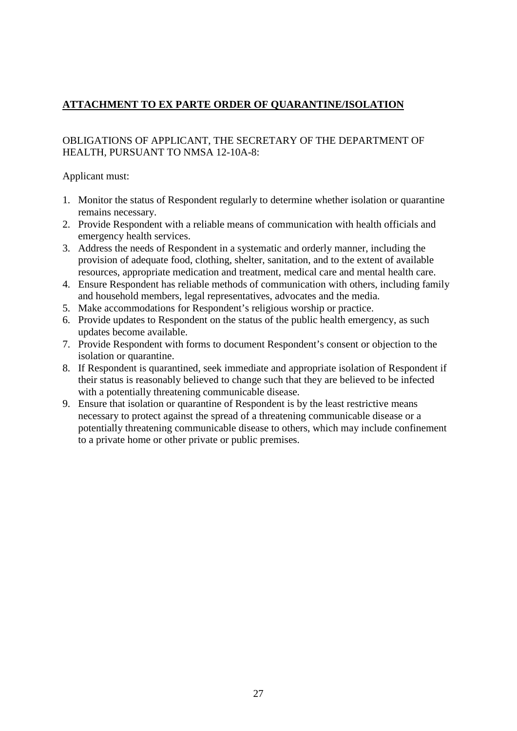**ATTACHMENT TO EX PARTE ORDER OF QUARANTINE/ISOLATION**

OBLIGATIONS OF APPLICANT, THE SECRETARY OF THE DEPARTMENT OF HEALTH, PURSUANT TO NMSA 12-10A-8:

Applicant must:

1. Monitor the status of Respondent regularly to determine whether isolation or quarantine remains necessary.
2. Provide Respondent with a reliable means of communication with health officials and emergency health services.
3. Address the needs of Respondent in a systematic and orderly manner, including the provision of adequate food, clothing, shelter, sanitation, and to the extent of available resources, appropriate medication and treatment, medical care and mental health care.
4. Ensure Respondent has reliable methods of communication with others, including family and household members, legal representatives, advocates and the media.
5. Make accommodations for Respondent's religious worship or practice.
6. Provide updates to Respondent on the status of the public health emergency, as such updates become available.
7. Provide Respondent with forms to document Respondent's consent or objection to the isolation or quarantine.
8. If Respondent is quarantined, seek immediate and appropriate isolation of Respondent if their status is reasonably believed to change such that they are believed to be infected with a potentially threatening communicable disease.
9. Ensure that isolation or quarantine of Respondent is by the least restrictive means necessary to protect against the spread of a threatening communicable disease or a potentially threatening communicable disease to others, which may include confinement to a private home or other private or public premises.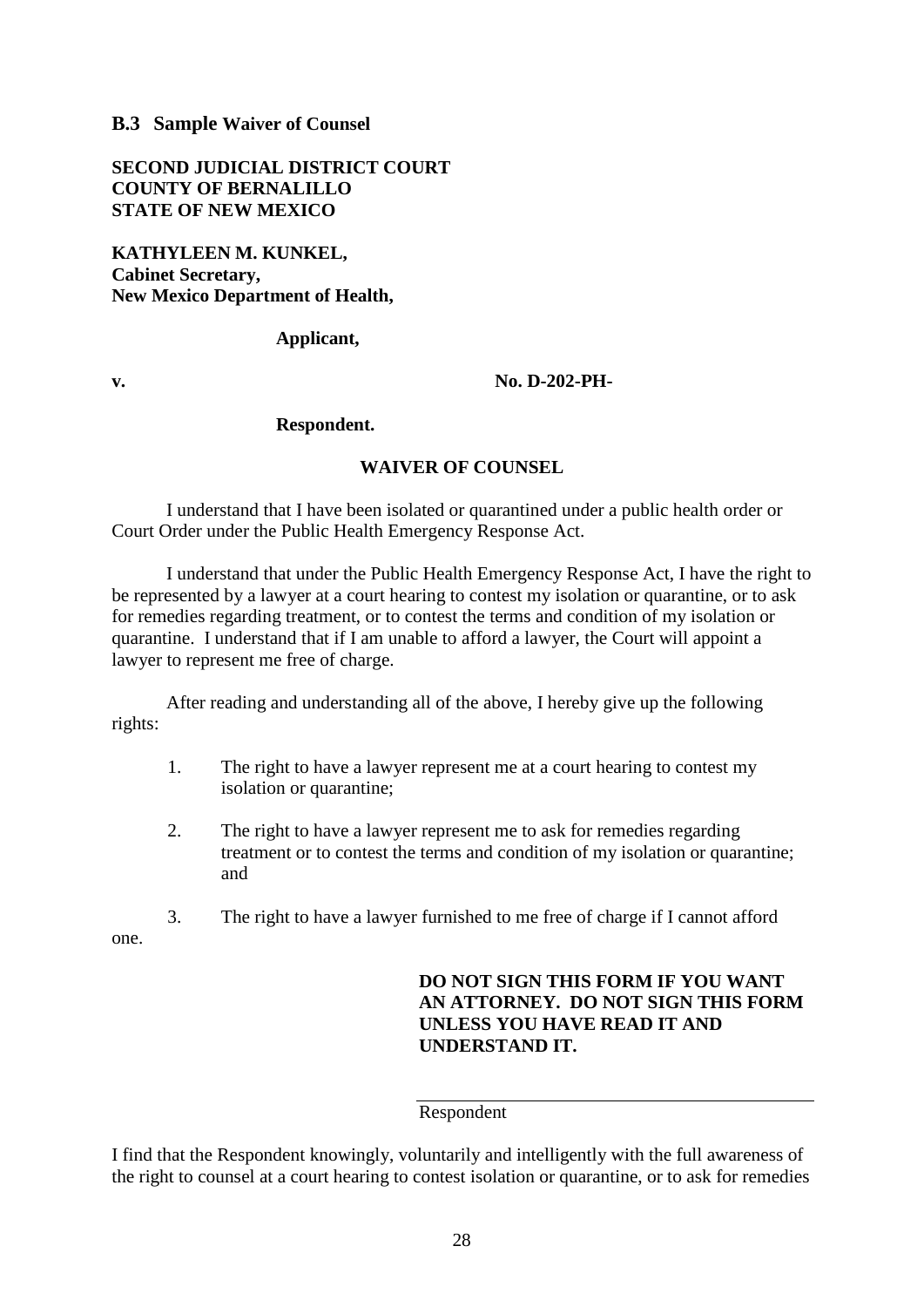### B.3 Sample Waiver of Counsel

**SECOND JUDICIAL DISTRICT COURT**
**COUNTY OF BERNALILLO**
**STATE OF NEW MEXICO**

**KATHYLEEN M. KUNKEL,**
**Cabinet Secretary,**
**New Mexico Department of Health,**

**Applicant,**

**v.** **No. D-202-PH-**

**Respondent.**

**WAIVER OF COUNSEL**

I understand that I have been isolated or quarantined under a public health order or Court Order under the Public Health Emergency Response Act.

I understand that under the Public Health Emergency Response Act, I have the right to be represented by a lawyer at a court hearing to contest my isolation or quarantine, or to ask for remedies regarding treatment, or to contest the terms and condition of my isolation or quarantine. I understand that if I am unable to afford a lawyer, the Court will appoint a lawyer to represent me free of charge.

After reading and understanding all of the above, I hereby give up the following rights:

1. The right to have a lawyer represent me at a court hearing to contest my isolation or quarantine;

2. The right to have a lawyer represent me to ask for remedies regarding treatment or to contest the terms and condition of my isolation or quarantine; and

3. The right to have a lawyer furnished to me free of charge if I cannot afford one.

**DO NOT SIGN THIS FORM IF YOU WANT AN ATTORNEY. DO NOT SIGN THIS FORM UNLESS YOU HAVE READ IT AND UNDERSTAND IT.**

\_\_\_\_\_\_\_\_\_\_\_\_\_\_\_\_\_\_\_\_\_\_\_\_\_\_\_\_\_\_\_\_\_\_\_\_\_\_\_\_
Respondent

I find that the Respondent knowingly, voluntarily and intelligently with the full awareness of the right to counsel at a court hearing to contest isolation or quarantine, or to ask for remedies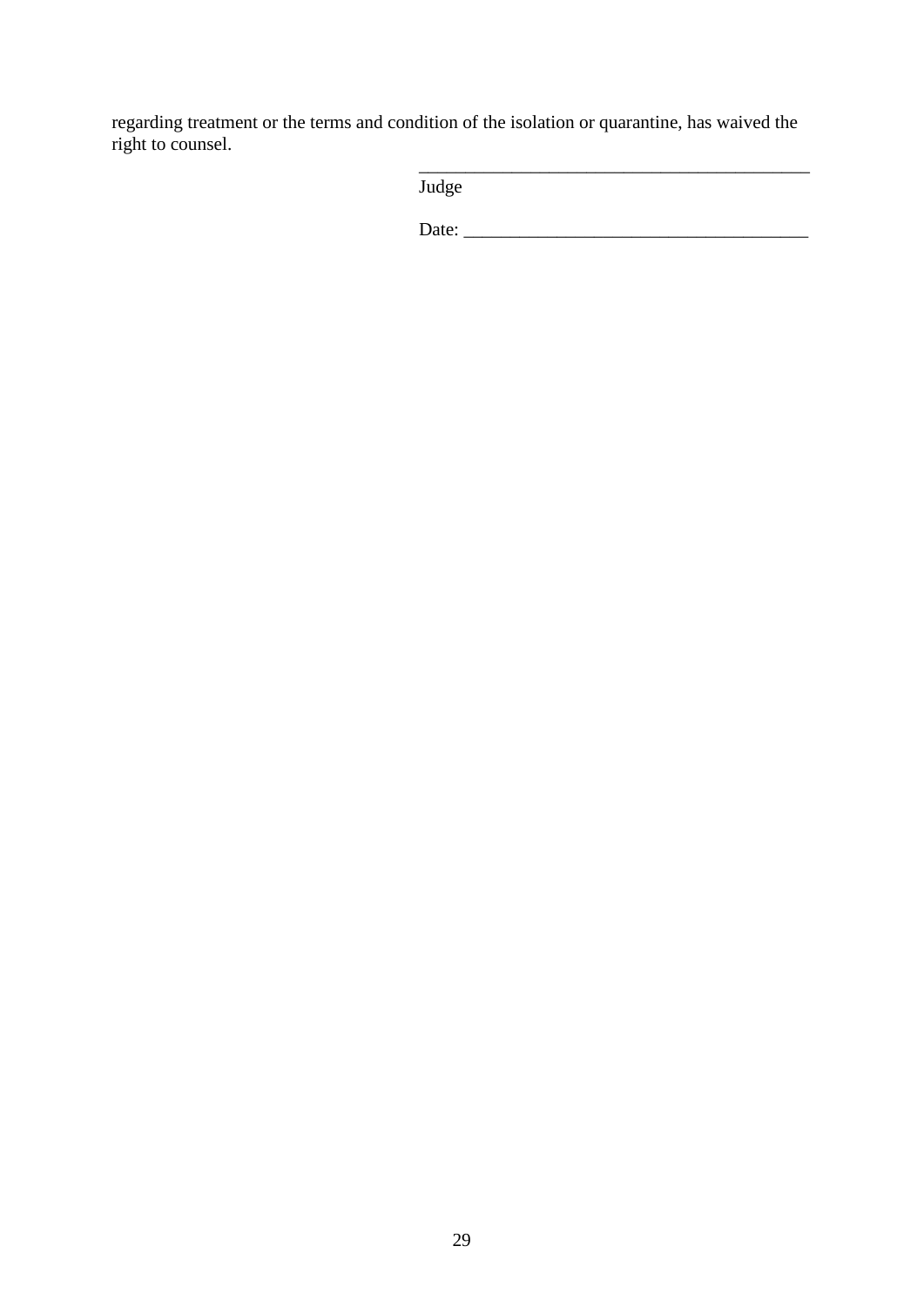regarding treatment or the terms and condition of the isolation or quarantine, has waived the right to counsel.

\_\_\_\_\_\_\_\_\_\_\_\_\_\_\_\_\_\_\_\_\_\_\_\_\_\_\_\_\_\_\_\_\_\_\_\_\_\_\_\_\_\_
Judge

Date: \_\_\_\_\_\_\_\_\_\_\_\_\_\_\_\_\_\_\_\_\_\_\_\_\_\_\_\_\_\_\_\_\_\_\_\_\_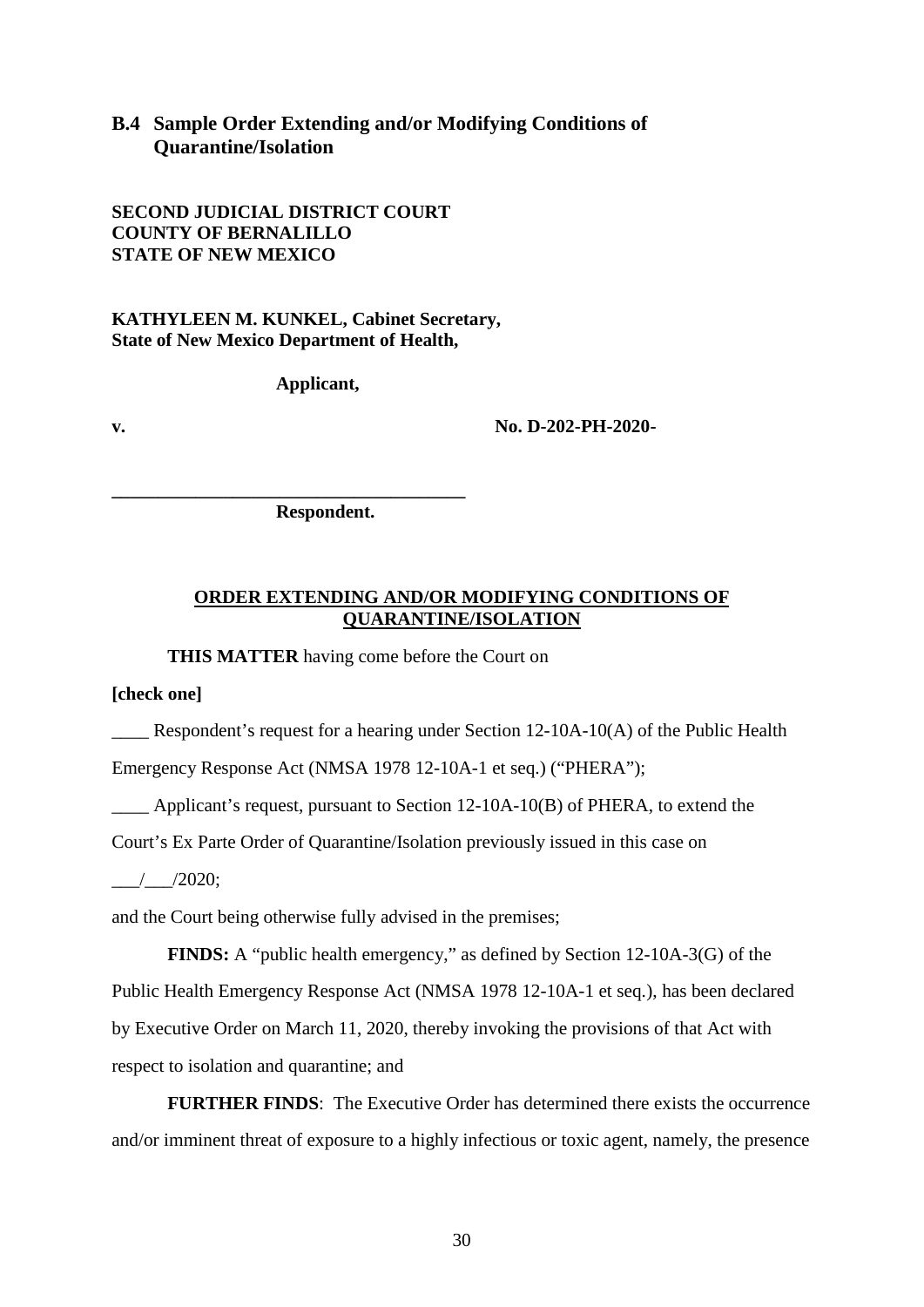## B.4 Sample Order Extending and/or Modifying Conditions of Quarantine/Isolation

**SECOND JUDICIAL DISTRICT COURT**
**COUNTY OF BERNALILLO**
**STATE OF NEW MEXICO**

**KATHYLEEN M. KUNKEL, Cabinet Secretary,**
**State of New Mexico Department of Health,**

**Applicant,**

**v.** **No. D-202-PH-2020-**

**______________________________________**
**Respondent.**

**<u>ORDER EXTENDING AND/OR MODIFYING CONDITIONS OF QUARANTINE/ISOLATION</u>**

**THIS MATTER** having come before the Court on

**[check one]**

____ Respondent's request for a hearing under Section 12-10A-10(A) of the Public Health Emergency Response Act (NMSA 1978 12-10A-1 et seq.) ("PHERA");

____ Applicant's request, pursuant to Section 12-10A-10(B) of PHERA, to extend the Court's Ex Parte Order of Quarantine/Isolation previously issued in this case on ___/___/2020;

and the Court being otherwise fully advised in the premises;

**FINDS:** A "public health emergency," as defined by Section 12-10A-3(G) of the Public Health Emergency Response Act (NMSA 1978 12-10A-1 et seq.), has been declared by Executive Order on March 11, 2020, thereby invoking the provisions of that Act with respect to isolation and quarantine; and

**FURTHER FINDS**: The Executive Order has determined there exists the occurrence and/or imminent threat of exposure to a highly infectious or toxic agent, namely, the presence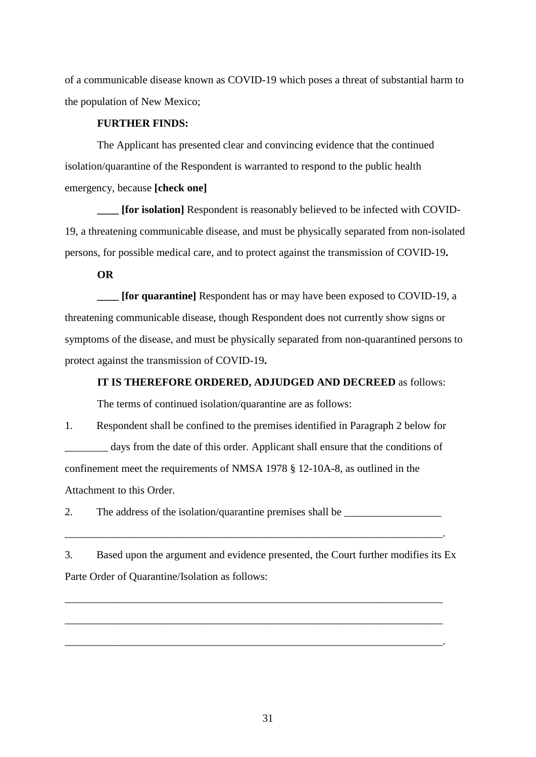of a communicable disease known as COVID-19 which poses a threat of substantial harm to the population of New Mexico;

**FURTHER FINDS:**

The Applicant has presented clear and convincing evidence that the continued isolation/quarantine of the Respondent is warranted to respond to the public health emergency, because **[check one]**

**____ [for isolation]** Respondent is reasonably believed to be infected with COVID-19, a threatening communicable disease, and must be physically separated from non-isolated persons, for possible medical care, and to protect against the transmission of COVID-19**.**

**OR**

**____ [for quarantine]** Respondent has or may have been exposed to COVID-19, a threatening communicable disease, though Respondent does not currently show signs or symptoms of the disease, and must be physically separated from non-quarantined persons to protect against the transmission of COVID-19**.**

**IT IS THEREFORE ORDERED, ADJUDGED AND DECREED** as follows:

The terms of continued isolation/quarantine are as follows:

1. Respondent shall be confined to the premises identified in Paragraph 2 below for ________ days from the date of this order. Applicant shall ensure that the conditions of confinement meet the requirements of NMSA 1978 § 12-10A-8, as outlined in the Attachment to this Order.

2. The address of the isolation/quarantine premises shall be __________________ ________________________________________________________________________.

3. Based upon the argument and evidence presented, the Court further modifies its Ex Parte Order of Quarantine/Isolation as follows:

________________________________________________________________________

________________________________________________________________________

________________________________________________________________________.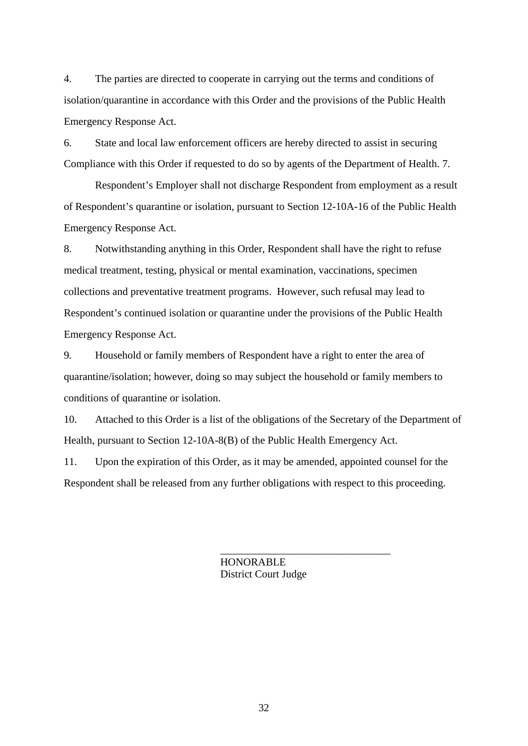4. The parties are directed to cooperate in carrying out the terms and conditions of isolation/quarantine in accordance with this Order and the provisions of the Public Health Emergency Response Act.

6. State and local law enforcement officers are hereby directed to assist in securing Compliance with this Order if requested to do so by agents of the Department of Health. 7.

Respondent's Employer shall not discharge Respondent from employment as a result of Respondent's quarantine or isolation, pursuant to Section 12-10A-16 of the Public Health Emergency Response Act.

8. Notwithstanding anything in this Order, Respondent shall have the right to refuse medical treatment, testing, physical or mental examination, vaccinations, specimen collections and preventative treatment programs. However, such refusal may lead to Respondent's continued isolation or quarantine under the provisions of the Public Health Emergency Response Act.

9. Household or family members of Respondent have a right to enter the area of quarantine/isolation; however, doing so may subject the household or family members to conditions of quarantine or isolation.

10. Attached to this Order is a list of the obligations of the Secretary of the Department of Health, pursuant to Section 12-10A-8(B) of the Public Health Emergency Act.

11. Upon the expiration of this Order, as it may be amended, appointed counsel for the Respondent shall be released from any further obligations with respect to this proceeding.

\_\_\_\_\_\_\_\_\_\_\_\_\_\_\_\_\_\_\_\_\_\_\_\_\_\_\_\_\_\_\_\_
HONORABLE
District Court Judge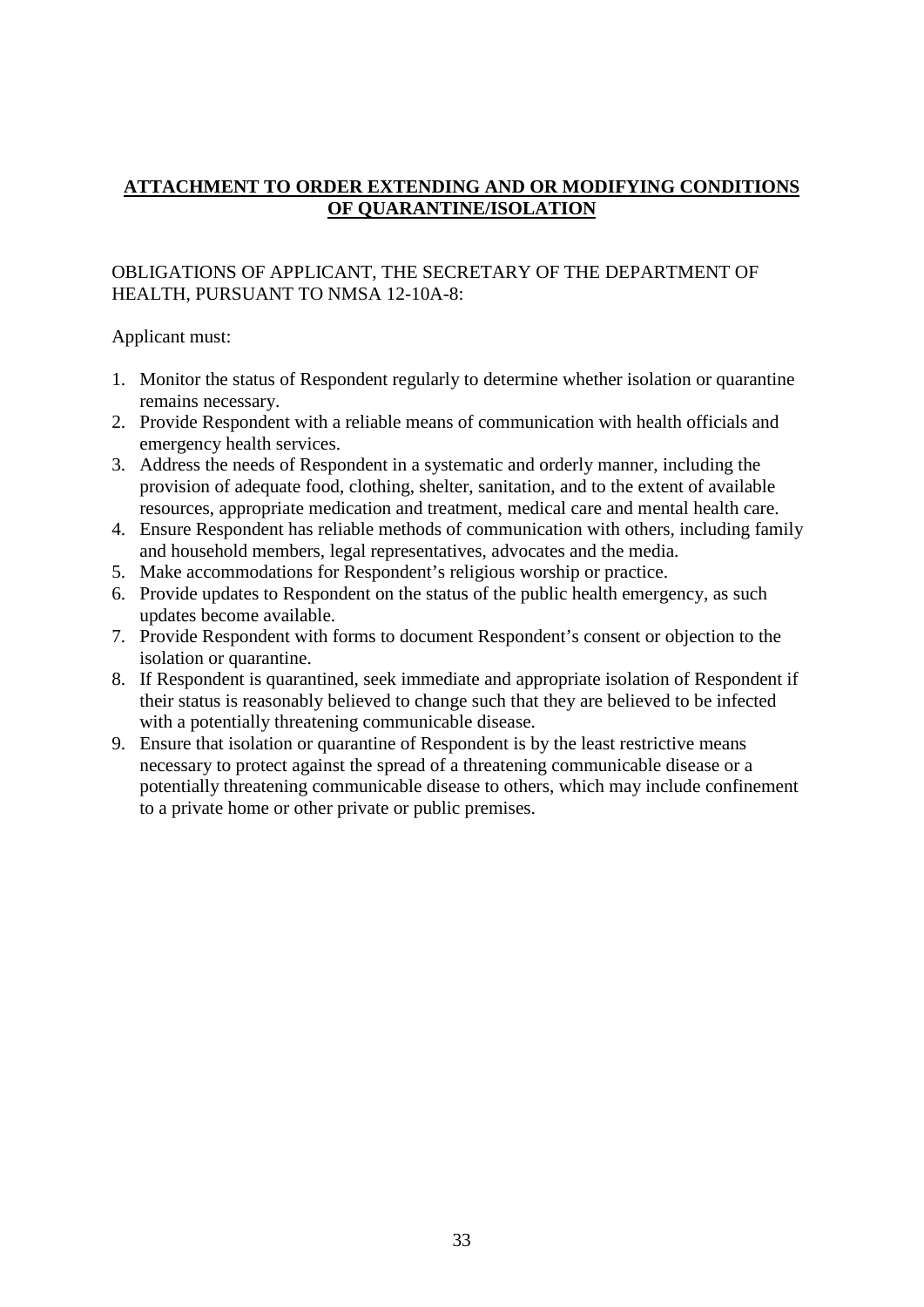**ATTACHMENT TO ORDER EXTENDING AND OR MODIFYING CONDITIONS OF QUARANTINE/ISOLATION**

OBLIGATIONS OF APPLICANT, THE SECRETARY OF THE DEPARTMENT OF HEALTH, PURSUANT TO NMSA 12-10A-8:

Applicant must:

1. Monitor the status of Respondent regularly to determine whether isolation or quarantine remains necessary.
2. Provide Respondent with a reliable means of communication with health officials and emergency health services.
3. Address the needs of Respondent in a systematic and orderly manner, including the provision of adequate food, clothing, shelter, sanitation, and to the extent of available resources, appropriate medication and treatment, medical care and mental health care.
4. Ensure Respondent has reliable methods of communication with others, including family and household members, legal representatives, advocates and the media.
5. Make accommodations for Respondent's religious worship or practice.
6. Provide updates to Respondent on the status of the public health emergency, as such updates become available.
7. Provide Respondent with forms to document Respondent's consent or objection to the isolation or quarantine.
8. If Respondent is quarantined, seek immediate and appropriate isolation of Respondent if their status is reasonably believed to change such that they are believed to be infected with a potentially threatening communicable disease.
9. Ensure that isolation or quarantine of Respondent is by the least restrictive means necessary to protect against the spread of a threatening communicable disease or a potentially threatening communicable disease to others, which may include confinement to a private home or other private or public premises.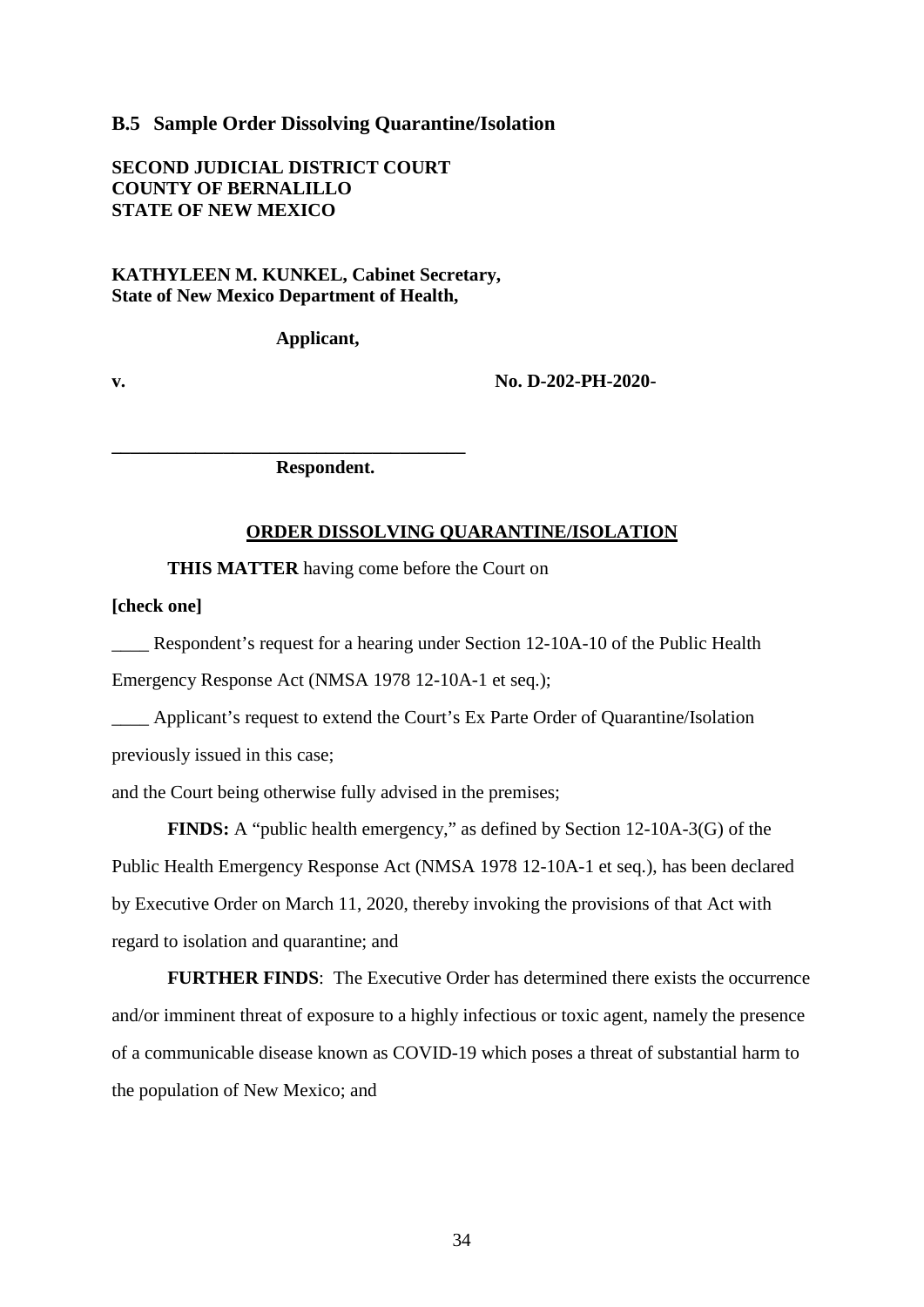### B.5 Sample Order Dissolving Quarantine/Isolation

**SECOND JUDICIAL DISTRICT COURT**
**COUNTY OF BERNALILLO**
**STATE OF NEW MEXICO**

**KATHYLEEN M. KUNKEL, Cabinet Secretary,**
**State of New Mexico Department of Health,**

**Applicant,**

**v.** **No. D-202-PH-2020-**

**______________________________________**
**Respondent.**

**ORDER DISSOLVING QUARANTINE/ISOLATION**

**THIS MATTER** having come before the Court on

**[check one]**

____ Respondent's request for a hearing under Section 12-10A-10 of the Public Health Emergency Response Act (NMSA 1978 12-10A-1 et seq.);

____ Applicant's request to extend the Court's Ex Parte Order of Quarantine/Isolation previously issued in this case;

and the Court being otherwise fully advised in the premises;

**FINDS:** A "public health emergency," as defined by Section 12-10A-3(G) of the Public Health Emergency Response Act (NMSA 1978 12-10A-1 et seq.), has been declared by Executive Order on March 11, 2020, thereby invoking the provisions of that Act with regard to isolation and quarantine; and

**FURTHER FINDS**: The Executive Order has determined there exists the occurrence and/or imminent threat of exposure to a highly infectious or toxic agent, namely the presence of a communicable disease known as COVID-19 which poses a threat of substantial harm to the population of New Mexico; and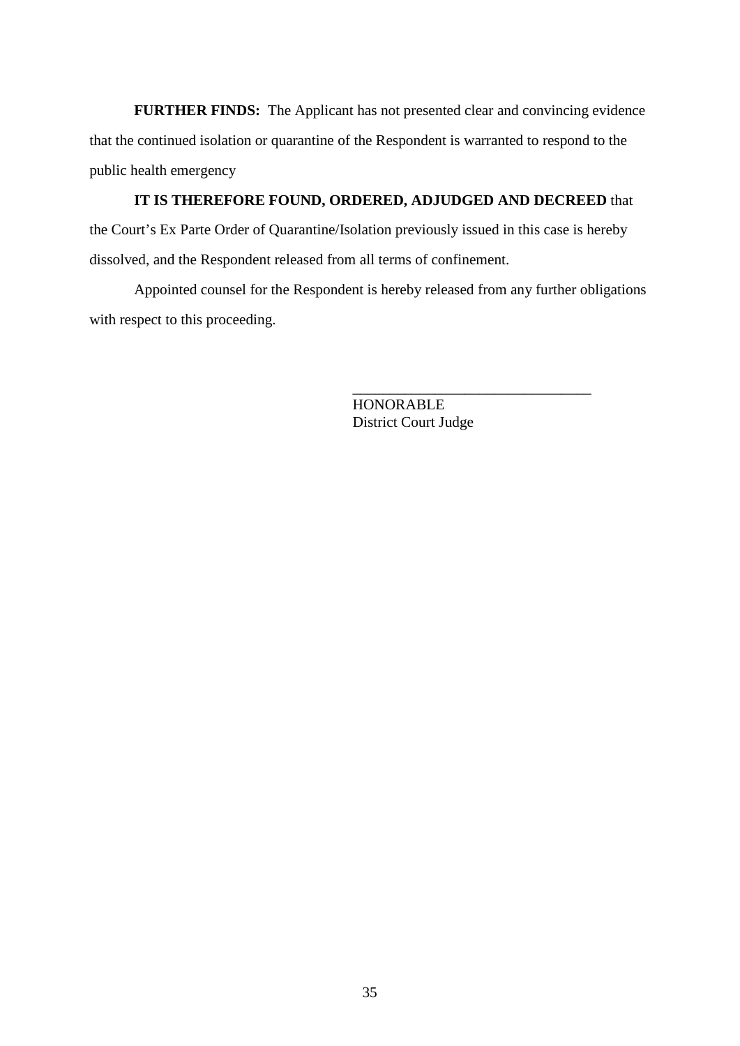**FURTHER FINDS:** The Applicant has not presented clear and convincing evidence that the continued isolation or quarantine of the Respondent is warranted to respond to the public health emergency

**IT IS THEREFORE FOUND, ORDERED, ADJUDGED AND DECREED** that the Court's Ex Parte Order of Quarantine/Isolation previously issued in this case is hereby dissolved, and the Respondent released from all terms of confinement.

Appointed counsel for the Respondent is hereby released from any further obligations with respect to this proceeding.

\_\_\_\_\_\_\_\_\_\_\_\_\_\_\_\_\_\_\_\_\_\_\_\_\_\_\_\_\_\_\_\_
HONORABLE
District Court Judge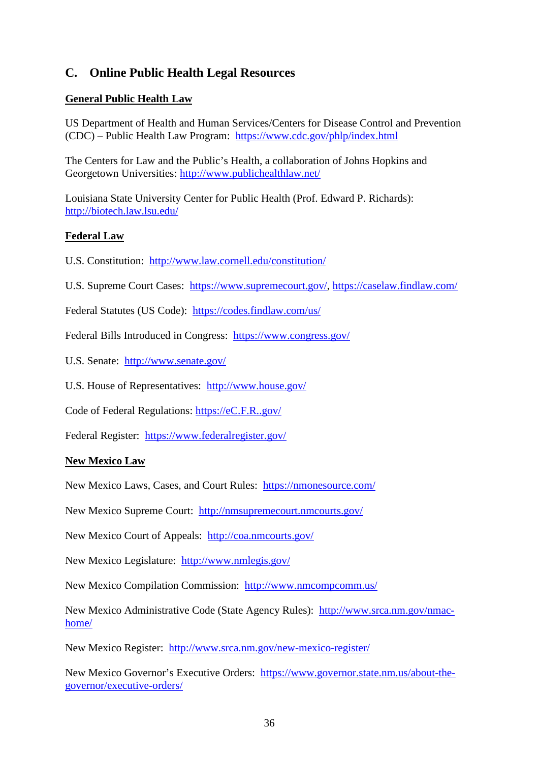## C. Online Public Health Legal Resources

**General Public Health Law**

US Department of Health and Human Services/Centers for Disease Control and Prevention (CDC) – Public Health Law Program: https://www.cdc.gov/phlp/index.html

The Centers for Law and the Public's Health, a collaboration of Johns Hopkins and Georgetown Universities: http://www.publichealthlaw.net/

Louisiana State University Center for Public Health (Prof. Edward P. Richards): http://biotech.law.lsu.edu/

**Federal Law**

U.S. Constitution: http://www.law.cornell.edu/constitution/

U.S. Supreme Court Cases: https://www.supremecourt.gov/, https://caselaw.findlaw.com/

Federal Statutes (US Code): https://codes.findlaw.com/us/

Federal Bills Introduced in Congress: https://www.congress.gov/

U.S. Senate: http://www.senate.gov/

U.S. House of Representatives: http://www.house.gov/

Code of Federal Regulations: https://eC.F.R..gov/

Federal Register: https://www.federalregister.gov/

**New Mexico Law**

New Mexico Laws, Cases, and Court Rules: https://nmonesource.com/

New Mexico Supreme Court: http://nmsupremecourt.nmcourts.gov/

New Mexico Court of Appeals: http://coa.nmcourts.gov/

New Mexico Legislature: http://www.nmlegis.gov/

New Mexico Compilation Commission: http://www.nmcompcomm.us/

New Mexico Administrative Code (State Agency Rules): http://www.srca.nm.gov/nmac-home/

New Mexico Register: http://www.srca.nm.gov/new-mexico-register/

New Mexico Governor's Executive Orders: https://www.governor.state.nm.us/about-the-governor/executive-orders/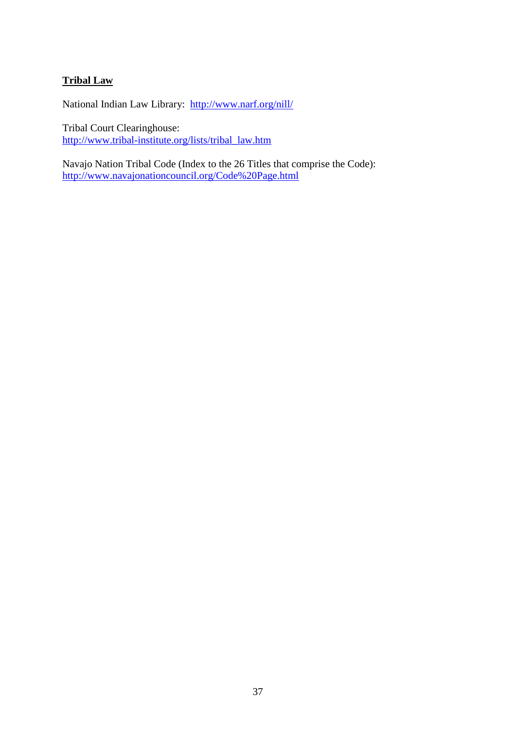**Tribal Law**

National Indian Law Library: http://www.narf.org/nill/

Tribal Court Clearinghouse:
http://www.tribal-institute.org/lists/tribal_law.htm

Navajo Nation Tribal Code (Index to the 26 Titles that comprise the Code):
http://www.navajonationcouncil.org/Code%20Page.html